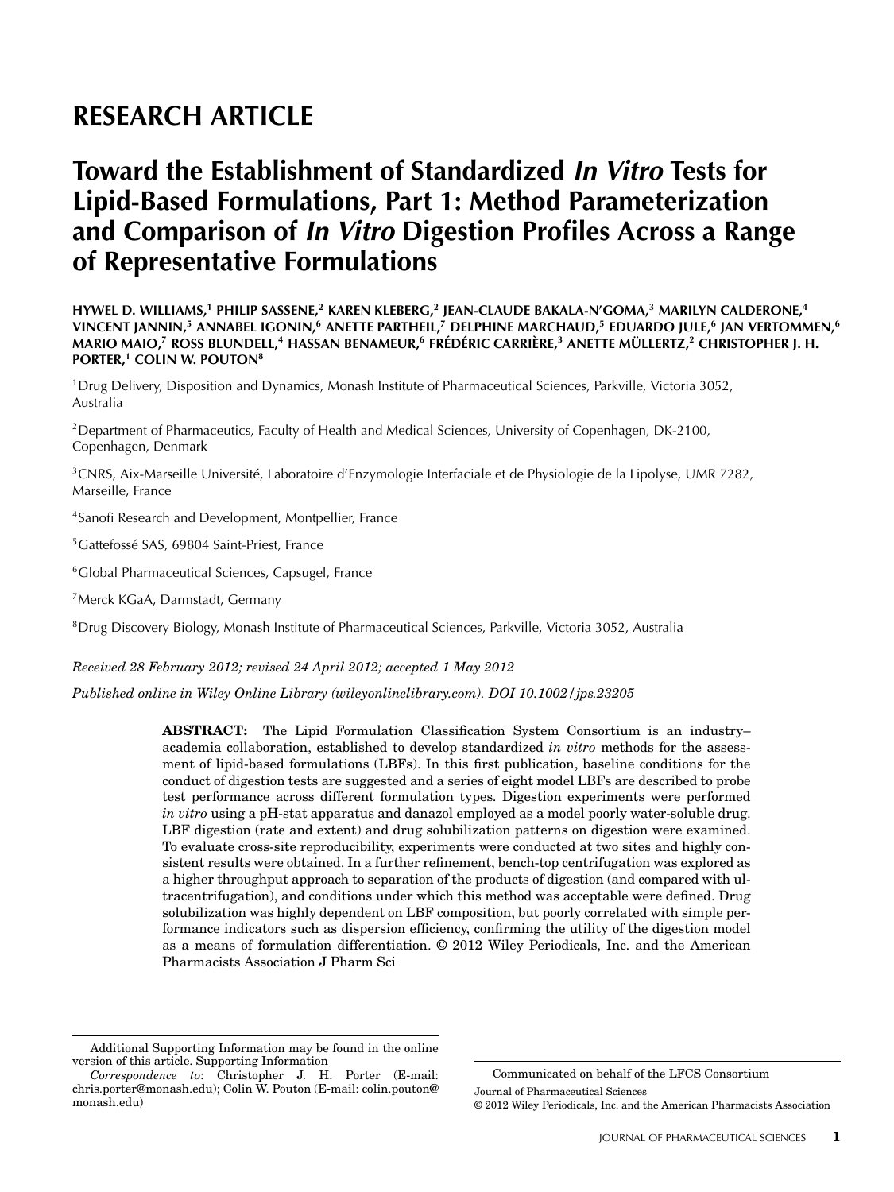## RESEARCH ARTICLE

# Toward the Establishment of Standardized *In Vitro* Tests for Lipid-Based Formulations, Part 1: Method Parameterization and Comparison of *In Vitro* Digestion Profiles Across a Range of Representative Formulations

HYWEL D. WILLIAMS,[1] PHILIP SASSENE,[2] KAREN KLEBERG,[2] JEAN-CLAUDE BAKALA-N'GOMA,[3] MARILYN CALDERONE,[4] VINCENT JANNIN,[5] ANNABEL IGONIN,[6] ANETTE PARTHEIL,[7] DELPHINE MARCHAUD,[5] EDUARDO JULE,[6] JAN VERTOMMEN,[6] MARIO MAIO,[7] ROSS BLUNDELL,[4] HASSAN BENAMEUR,[6] FRÉDÉRIC CARRIÈRE,[3] ANETTE MÜLLERTZ,[2] CHRISTOPHER J. H. PORTER,[1] COLIN W. POUTON[8]

[1]Drug Delivery, Disposition and Dynamics, Monash Institute of Pharmaceutical Sciences, Parkville, Victoria 3052, Australia

[2]Department of Pharmaceutics, Faculty of Health and Medical Sciences, University of Copenhagen, DK-2100, Copenhagen, Denmark

[3]CNRS, Aix-Marseille Université, Laboratoire d'Enzymologie Interfaciale et de Physiologie de la Lipolyse, UMR 7282, Marseille, France

[4]Sanofi Research and Development, Montpellier, France

[5]Gattefossé SAS, 69804 Saint-Priest, France

[6]Global Pharmaceutical Sciences, Capsugel, France

[7]Merck KGaA, Darmstadt, Germany

[8]Drug Discovery Biology, Monash Institute of Pharmaceutical Sciences, Parkville, Victoria 3052, Australia

*Received 28 February 2012; revised 24 April 2012; accepted 1 May 2012*

*Published online in Wiley Online Library (wileyonlinelibrary.com). DOI 10.1002/jps.23205*

**ABSTRACT:** The Lipid Formulation Classification System Consortium is an industry–academia collaboration, established to develop standardized *in vitro* methods for the assessment of lipid-based formulations (LBFs). In this first publication, baseline conditions for the conduct of digestion tests are suggested and a series of eight model LBFs are described to probe test performance across different formulation types. Digestion experiments were performed *in vitro* using a pH-stat apparatus and danazol employed as a model poorly water-soluble drug. LBF digestion (rate and extent) and drug solubilization patterns on digestion were examined. To evaluate cross-site reproducibility, experiments were conducted at two sites and highly consistent results were obtained. In a further refinement, bench-top centrifugation was explored as a higher throughput approach to separation of the products of digestion (and compared with ultracentrifugation), and conditions under which this method was acceptable were defined. Drug solubilization was highly dependent on LBF composition, but poorly correlated with simple performance indicators such as dispersion efficiency, confirming the utility of the digestion model as a means of formulation differentiation. © 2012 Wiley Periodicals, Inc. and the American Pharmacists Association J Pharm Sci

Additional Supporting Information may be found in the online version of this article. Supporting Information

*Correspondence to*: Christopher J. H. Porter (E-mail: chris.porter@monash.edu); Colin W. Pouton (E-mail: colin.pouton@monash.edu)

Communicated on behalf of the LFCS Consortium

Journal of Pharmaceutical Sciences

© 2012 Wiley Periodicals, Inc. and the American Pharmacists Association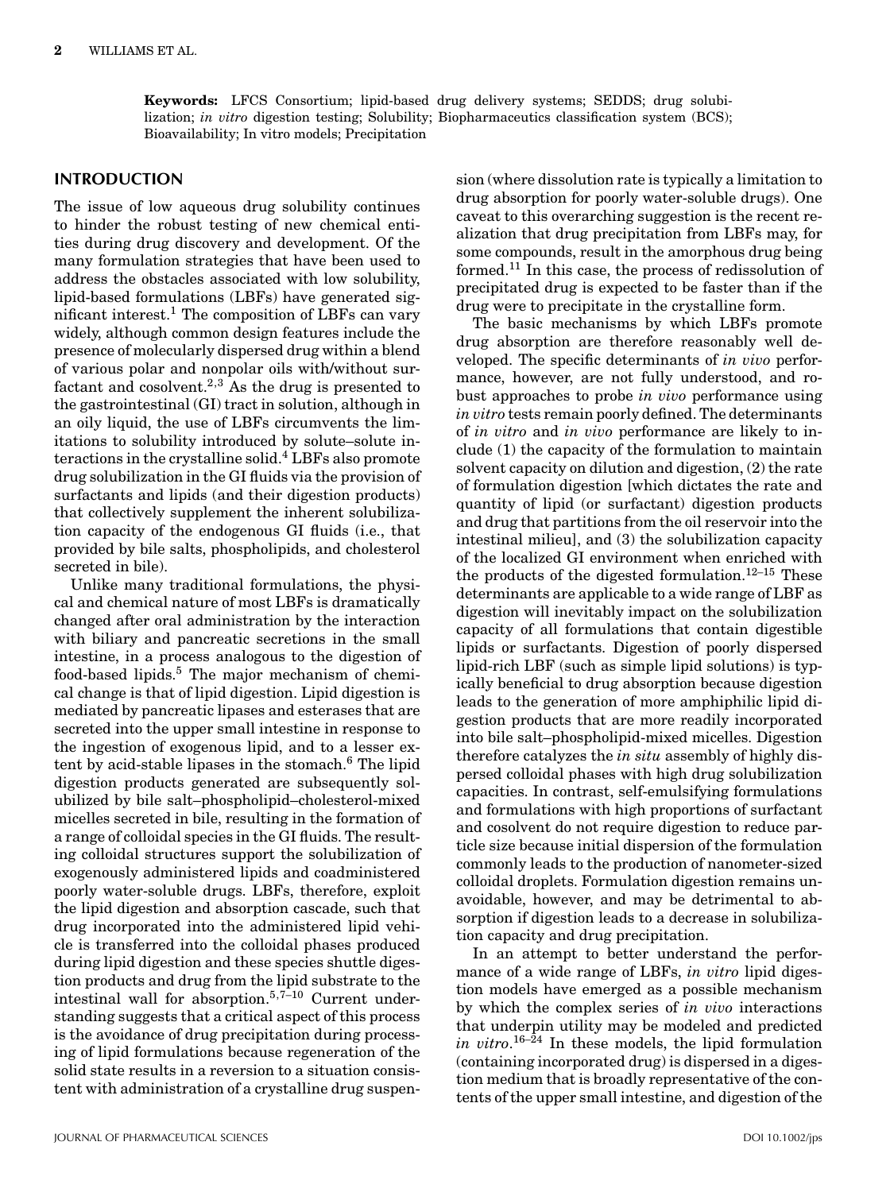**Keywords:** LFCS Consortium; lipid-based drug delivery systems; SEDDS; drug solubilization; *in vitro* digestion testing; Solubility; Biopharmaceutics classification system (BCS); Bioavailability; In vitro models; Precipitation

## INTRODUCTION

The issue of low aqueous drug solubility continues to hinder the robust testing of new chemical entities during drug discovery and development. Of the many formulation strategies that have been used to address the obstacles associated with low solubility, lipid-based formulations (LBFs) have generated significant interest.[1] The composition of LBFs can vary widely, although common design features include the presence of molecularly dispersed drug within a blend of various polar and nonpolar oils with/without surfactant and cosolvent.[2,3] As the drug is presented to the gastrointestinal (GI) tract in solution, although in an oily liquid, the use of LBFs circumvents the limitations to solubility introduced by solute–solute interactions in the crystalline solid.[4] LBFs also promote drug solubilization in the GI fluids via the provision of surfactants and lipids (and their digestion products) that collectively supplement the inherent solubilization capacity of the endogenous GI fluids (i.e., that provided by bile salts, phospholipids, and cholesterol secreted in bile).

Unlike many traditional formulations, the physical and chemical nature of most LBFs is dramatically changed after oral administration by the interaction with biliary and pancreatic secretions in the small intestine, in a process analogous to the digestion of food-based lipids.[5] The major mechanism of chemical change is that of lipid digestion. Lipid digestion is mediated by pancreatic lipases and esterases that are secreted into the upper small intestine in response to the ingestion of exogenous lipid, and to a lesser extent by acid-stable lipases in the stomach.[6] The lipid digestion products generated are subsequently solubilized by bile salt–phospholipid–cholesterol-mixed micelles secreted in bile, resulting in the formation of a range of colloidal species in the GI fluids. The resulting colloidal structures support the solubilization of exogenously administered lipids and coadministered poorly water-soluble drugs. LBFs, therefore, exploit the lipid digestion and absorption cascade, such that drug incorporated into the administered lipid vehicle is transferred into the colloidal phases produced during lipid digestion and these species shuttle digestion products and drug from the lipid substrate to the intestinal wall for absorption.[5,7–10] Current understanding suggests that a critical aspect of this process is the avoidance of drug precipitation during processing of lipid formulations because regeneration of the solid state results in a reversion to a situation consistent with administration of a crystalline drug suspension (where dissolution rate is typically a limitation to drug absorption for poorly water-soluble drugs). One caveat to this overarching suggestion is the recent realization that drug precipitation from LBFs may, for some compounds, result in the amorphous drug being formed.[11] In this case, the process of redissolution of precipitated drug is expected to be faster than if the drug were to precipitate in the crystalline form.

The basic mechanisms by which LBFs promote drug absorption are therefore reasonably well developed. The specific determinants of *in vivo* performance, however, are not fully understood, and robust approaches to probe *in vivo* performance using *in vitro* tests remain poorly defined. The determinants of *in vitro* and *in vivo* performance are likely to include (1) the capacity of the formulation to maintain solvent capacity on dilution and digestion, (2) the rate of formulation digestion [which dictates the rate and quantity of lipid (or surfactant) digestion products and drug that partitions from the oil reservoir into the intestinal milieu], and (3) the solubilization capacity of the localized GI environment when enriched with the products of the digested formulation.[12–15] These determinants are applicable to a wide range of LBF as digestion will inevitably impact on the solubilization capacity of all formulations that contain digestible lipids or surfactants. Digestion of poorly dispersed lipid-rich LBF (such as simple lipid solutions) is typically beneficial to drug absorption because digestion leads to the generation of more amphiphilic lipid digestion products that are more readily incorporated into bile salt–phospholipid-mixed micelles. Digestion therefore catalyzes the *in situ* assembly of highly dispersed colloidal phases with high drug solubilization capacities. In contrast, self-emulsifying formulations and formulations with high proportions of surfactant and cosolvent do not require digestion to reduce particle size because initial dispersion of the formulation commonly leads to the production of nanometer-sized colloidal droplets. Formulation digestion remains unavoidable, however, and may be detrimental to absorption if digestion leads to a decrease in solubilization capacity and drug precipitation.

In an attempt to better understand the performance of a wide range of LBFs, *in vitro* lipid digestion models have emerged as a possible mechanism by which the complex series of *in vivo* interactions that underpin utility may be modeled and predicted *in vitro*.[16–24] In these models, the lipid formulation (containing incorporated drug) is dispersed in a digestion medium that is broadly representative of the contents of the upper small intestine, and digestion of the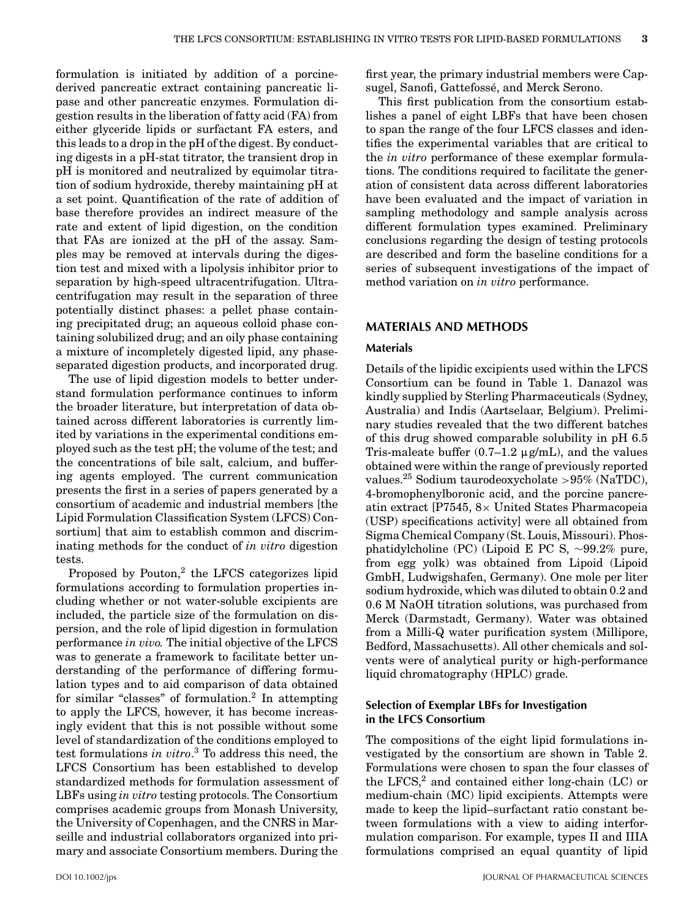formulation is initiated by addition of a porcine-derived pancreatic extract containing pancreatic lipase and other pancreatic enzymes. Formulation digestion results in the liberation of fatty acid (FA) from either glyceride lipids or surfactant FA esters, and this leads to a drop in the pH of the digest. By conducting digests in a pH-stat titrator, the transient drop in pH is monitored and neutralized by equimolar titration of sodium hydroxide, thereby maintaining pH at a set point. Quantification of the rate of addition of base therefore provides an indirect measure of the rate and extent of lipid digestion, on the condition that FAs are ionized at the pH of the assay. Samples may be removed at intervals during the digestion test and mixed with a lipolysis inhibitor prior to separation by high-speed ultracentrifugation. Ultracentrifugation may result in the separation of three potentially distinct phases: a pellet phase containing precipitated drug; an aqueous colloid phase containing solubilized drug; and an oily phase containing a mixture of incompletely digested lipid, any phase-separated digestion products, and incorporated drug.

The use of lipid digestion models to better understand formulation performance continues to inform the broader literature, but interpretation of data obtained across different laboratories is currently limited by variations in the experimental conditions employed such as the test pH; the volume of the test; and the concentrations of bile salt, calcium, and buffering agents employed. The current communication presents the first in a series of papers generated by a consortium of academic and industrial members [the Lipid Formulation Classification System (LFCS) Consortium] that aim to establish common and discriminating methods for the conduct of *in vitro* digestion tests.

Proposed by Pouton,[2] the LFCS categorizes lipid formulations according to formulation properties including whether or not water-soluble excipients are included, the particle size of the formulation on dispersion, and the role of lipid digestion in formulation performance *in vivo.* The initial objective of the LFCS was to generate a framework to facilitate better understanding of the performance of differing formulation types and to aid comparison of data obtained for similar "classes" of formulation.[2] In attempting to apply the LFCS, however, it has become increasingly evident that this is not possible without some level of standardization of the conditions employed to test formulations *in vitro*.[3] To address this need, the LFCS Consortium has been established to develop standardized methods for formulation assessment of LBFs using *in vitro* testing protocols. The Consortium comprises academic groups from Monash University, the University of Copenhagen, and the CNRS in Marseille and industrial collaborators organized into primary and associate Consortium members. During the first year, the primary industrial members were Capsugel, Sanofi, Gattefossé, and Merck Serono.

This first publication from the consortium establishes a panel of eight LBFs that have been chosen to span the range of the four LFCS classes and identifies the experimental variables that are critical to the *in vitro* performance of these exemplar formulations. The conditions required to facilitate the generation of consistent data across different laboratories have been evaluated and the impact of variation in sampling methodology and sample analysis across different formulation types examined. Preliminary conclusions regarding the design of testing protocols are described and form the baseline conditions for a series of subsequent investigations of the impact of method variation on *in vitro* performance.

## MATERIALS AND METHODS

### Materials

Details of the lipidic excipients used within the LFCS Consortium can be found in Table 1. Danazol was kindly supplied by Sterling Pharmaceuticals (Sydney, Australia) and Indis (Aartselaar, Belgium). Preliminary studies revealed that the two different batches of this drug showed comparable solubility in pH 6.5 Tris-maleate buffer (0.7–1.2 μg/mL), and the values obtained were within the range of previously reported values.[25] Sodium taurodeoxycholate >95% (NaTDC), 4-bromophenylboronic acid, and the porcine pancreatin extract [P7545, 8× United States Pharmacopeia (USP) specifications activity] were all obtained from Sigma Chemical Company (St. Louis, Missouri). Phosphatidylcholine (PC) (Lipoid E PC S, ~99.2% pure, from egg yolk) was obtained from Lipoid (Lipoid GmbH, Ludwigshafen, Germany). One mole per liter sodium hydroxide, which was diluted to obtain 0.2 and 0.6 M NaOH titration solutions, was purchased from Merck (Darmstadt, Germany). Water was obtained from a Milli-Q water purification system (Millipore, Bedford, Massachusetts). All other chemicals and solvents were of analytical purity or high-performance liquid chromatography (HPLC) grade.

### Selection of Exemplar LBFs for Investigation in the LFCS Consortium

The compositions of the eight lipid formulations investigated by the consortium are shown in Table 2. Formulations were chosen to span the four classes of the LFCS,[2] and contained either long-chain (LC) or medium-chain (MC) lipid excipients. Attempts were made to keep the lipid–surfactant ratio constant between formulations with a view to aiding interformulation comparison. For example, types II and IIIA formulations comprised an equal quantity of lipid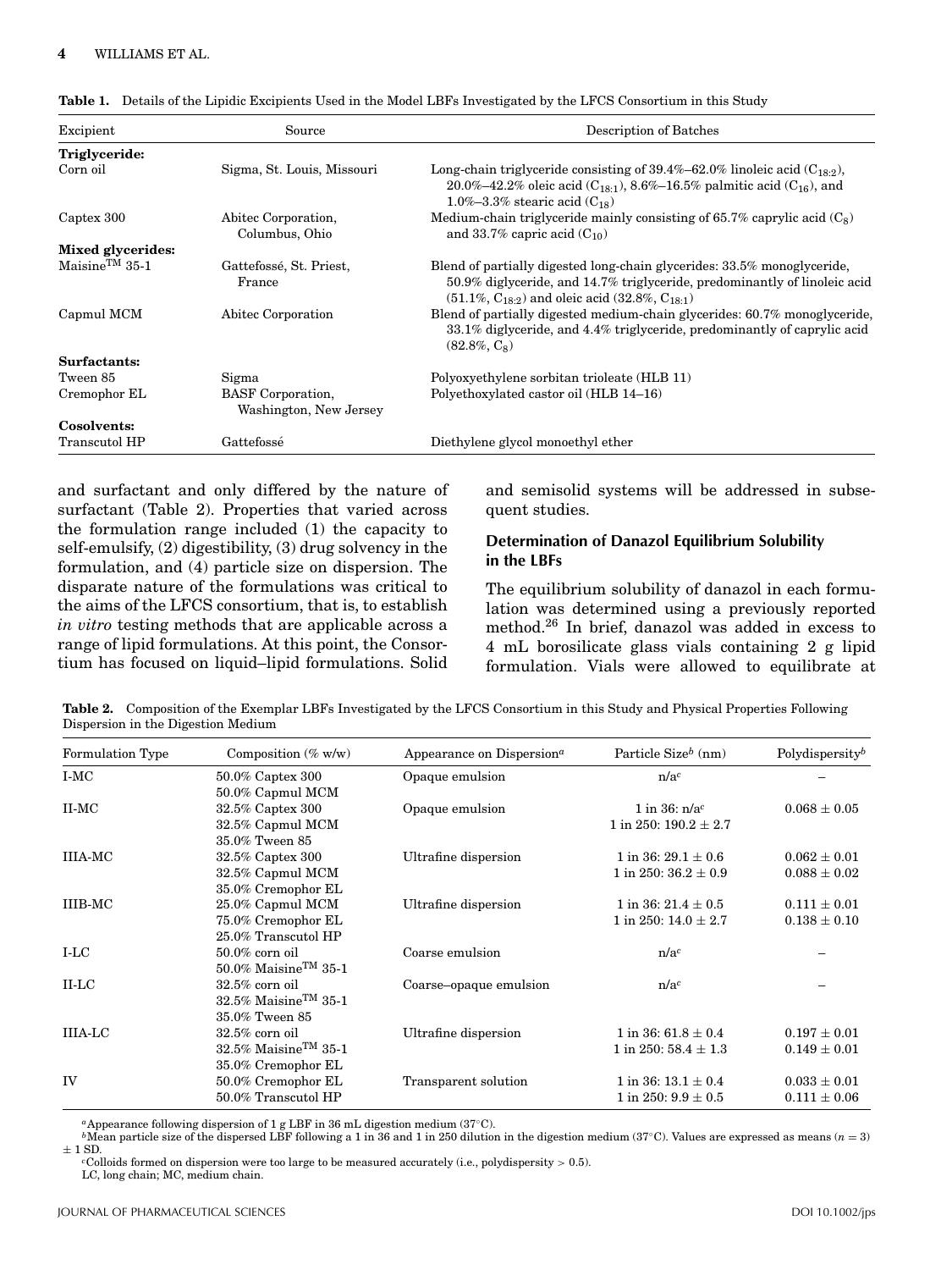**Table 1.** Details of the Lipidic Excipients Used in the Model LBFs Investigated by the LFCS Consortium in this Study

| Excipient | Source | Description of Batches |
|---|---|---|
| **Triglyceride:** | | |
| Corn oil | Sigma, St. Louis, Missouri | Long-chain triglyceride consisting of 39.4%–62.0% linoleic acid ($C_{18:2}$), 20.0%–42.2% oleic acid ($C_{18:1}$), 8.6%–16.5% palmitic acid ($C_{16}$), and 1.0%–3.3% stearic acid ($C_{18}$) |
| Captex 300 | Abitec Corporation, Columbus, Ohio | Medium-chain triglyceride mainly consisting of 65.7% caprylic acid ($C_8$) and 33.7% capric acid ($C_{10}$) |
| **Mixed glycerides:** | | |
| Maisine™ 35-1 | Gattefossé, St. Priest, France | Blend of partially digested long-chain glycerides: 33.5% monoglyceride, 50.9% diglyceride, and 14.7% triglyceride, predominantly of linoleic acid (51.1%, $C_{18:2}$) and oleic acid (32.8%, $C_{18:1}$) |
| Capmul MCM | Abitec Corporation | Blend of partially digested medium-chain glycerides: 60.7% monoglyceride, 33.1% diglyceride, and 4.4% triglyceride, predominantly of caprylic acid (82.8%, $C_8$) |
| **Surfactants:** | | |
| Tween 85 | Sigma | Polyoxyethylene sorbitan trioleate (HLB 11) |
| Cremophor EL | BASF Corporation, Washington, New Jersey | Polyethoxylated castor oil (HLB 14–16) |
| **Cosolvents:** | | |
| Transcutol HP | Gattefossé | Diethylene glycol monoethyl ether |

and surfactant and only differed by the nature of surfactant (Table 2). Properties that varied across the formulation range included (1) the capacity to self-emulsify, (2) digestibility, (3) drug solvency in the formulation, and (4) particle size on dispersion. The disparate nature of the formulations was critical to the aims of the LFCS consortium, that is, to establish *in vitro* testing methods that are applicable across a range of lipid formulations. At this point, the Consortium has focused on liquid–lipid formulations. Solid and semisolid systems will be addressed in subsequent studies.

### Determination of Danazol Equilibrium Solubility in the LBFs

The equilibrium solubility of danazol in each formulation was determined using a previously reported method.[26] In brief, danazol was added in excess to 4 mL borosilicate glass vials containing 2 g lipid formulation. Vials were allowed to equilibrate at

**Table 2.** Composition of the Exemplar LBFs Investigated by the LFCS Consortium in this Study and Physical Properties Following Dispersion in the Digestion Medium

| Formulation Type | Composition (% w/w) | Appearance on Dispersion[a] | Particle Size[b] (nm) | Polydispersity[b] |
|---|---|---|---|---|
| I-MC | 50.0% Captex 300<br>50.0% Capmul MCM | Opaque emulsion | n/a[c] | – |
| II-MC | 32.5% Captex 300<br>32.5% Capmul MCM<br>35.0% Tween 85 | Opaque emulsion | 1 in 36: n/a[c]<br>1 in 250: 190.2 ± 2.7 | 0.068 ± 0.05 |
| IIIA-MC | 32.5% Captex 300<br>32.5% Capmul MCM<br>35.0% Cremophor EL | Ultrafine dispersion | 1 in 36: 29.1 ± 0.6<br>1 in 250: 36.2 ± 0.9 | 0.062 ± 0.01<br>0.088 ± 0.02 |
| IIIB-MC | 25.0% Capmul MCM<br>75.0% Cremophor EL<br>25.0% Transcutol HP | Ultrafine dispersion | 1 in 36: 21.4 ± 0.5<br>1 in 250: 14.0 ± 2.7 | 0.111 ± 0.01<br>0.138 ± 0.10 |
| I-LC | 50.0% corn oil<br>50.0% Maisine™ 35-1 | Coarse emulsion | n/a[c] | – |
| II-LC | 32.5% corn oil<br>32.5% Maisine™ 35-1<br>35.0% Tween 85 | Coarse–opaque emulsion | n/a[c] | – |
| IIIA-LC | 32.5% corn oil<br>32.5% Maisine™ 35-1<br>35.0% Cremophor EL | Ultrafine dispersion | 1 in 36: 61.8 ± 0.4<br>1 in 250: 58.4 ± 1.3 | 0.197 ± 0.01<br>0.149 ± 0.01 |
| IV | 50.0% Cremophor EL<br>50.0% Transcutol HP | Transparent solution | 1 in 36: 13.1 ± 0.4<br>1 in 250: 9.9 ± 0.5 | 0.033 ± 0.01<br>0.111 ± 0.06 |

[a]Appearance following dispersion of 1 g LBF in 36 mL digestion medium (37°C).
[b]Mean particle size of the dispersed LBF following a 1 in 36 and 1 in 250 dilution in the digestion medium (37°C). Values are expressed as means ($n = 3$) ± 1 SD.
[c]Colloids formed on dispersion were too large to be measured accurately (i.e., polydispersity > 0.5).
LC, long chain; MC, medium chain.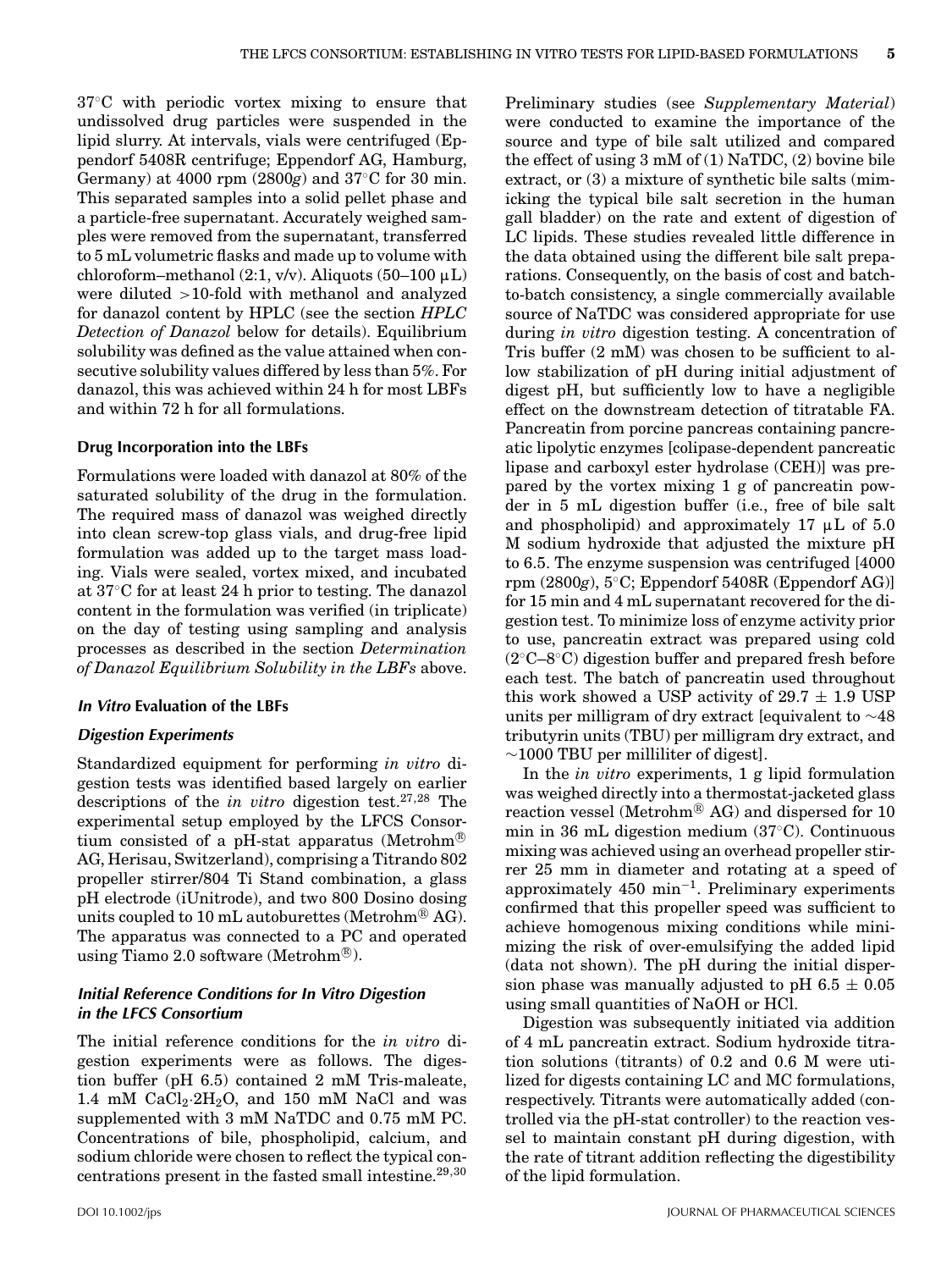37°C with periodic vortex mixing to ensure that undissolved drug particles were suspended in the lipid slurry. At intervals, vials were centrifuged (Eppendorf 5408R centrifuge; Eppendorf AG, Hamburg, Germany) at 4000 rpm (2800*g*) and 37°C for 30 min. This separated samples into a solid pellet phase and a particle-free supernatant. Accurately weighed samples were removed from the supernatant, transferred to 5 mL volumetric flasks and made up to volume with chloroform–methanol (2:1, v/v). Aliquots (50–100 μL) were diluted >10-fold with methanol and analyzed for danazol content by HPLC (see the section *HPLC Detection of Danazol* below for details). Equilibrium solubility was defined as the value attained when consecutive solubility values differed by less than 5%. For danazol, this was achieved within 24 h for most LBFs and within 72 h for all formulations.

### Drug Incorporation into the LBFs

Formulations were loaded with danazol at 80% of the saturated solubility of the drug in the formulation. The required mass of danazol was weighed directly into clean screw-top glass vials, and drug-free lipid formulation was added up to the target mass loading. Vials were sealed, vortex mixed, and incubated at 37°C for at least 24 h prior to testing. The danazol content in the formulation was verified (in triplicate) on the day of testing using sampling and analysis processes as described in the section *Determination of Danazol Equilibrium Solubility in the LBFs* above.

### *In Vitro* Evaluation of the LBFs

#### *Digestion Experiments*

Standardized equipment for performing *in vitro* digestion tests was identified based largely on earlier descriptions of the *in vitro* digestion test.[27,28] The experimental setup employed by the LFCS Consortium consisted of a pH-stat apparatus (Metrohm® AG, Herisau, Switzerland), comprising a Titrando 802 propeller stirrer/804 Ti Stand combination, a glass pH electrode (iUnitrode), and two 800 Dosino dosing units coupled to 10 mL autoburettes (Metrohm® AG). The apparatus was connected to a PC and operated using Tiamo 2.0 software (Metrohm®).

#### *Initial Reference Conditions for In Vitro Digestion in the LFCS Consortium*

The initial reference conditions for the *in vitro* digestion experiments were as follows. The digestion buffer (pH 6.5) contained 2 mM Tris-maleate, 1.4 mM $CaCl_2 \cdot 2H_2O$, and 150 mM NaCl and was supplemented with 3 mM NaTDC and 0.75 mM PC. Concentrations of bile, phospholipid, calcium, and sodium chloride were chosen to reflect the typical concentrations present in the fasted small intestine.[29,30] Preliminary studies (see *Supplementary Material*) were conducted to examine the importance of the source and type of bile salt utilized and compared the effect of using 3 mM of (1) NaTDC, (2) bovine bile extract, or (3) a mixture of synthetic bile salts (mimicking the typical bile salt secretion in the human gall bladder) on the rate and extent of digestion of LC lipids. These studies revealed little difference in the data obtained using the different bile salt preparations. Consequently, on the basis of cost and batch-to-batch consistency, a single commercially available source of NaTDC was considered appropriate for use during *in vitro* digestion testing. A concentration of Tris buffer (2 mM) was chosen to be sufficient to allow stabilization of pH during initial adjustment of digest pH, but sufficiently low to have a negligible effect on the downstream detection of titratable FA. Pancreatin from porcine pancreas containing pancreatic lipolytic enzymes [colipase-dependent pancreatic lipase and carboxyl ester hydrolase (CEH)] was prepared by the vortex mixing 1 g of pancreatin powder in 5 mL digestion buffer (i.e., free of bile salt and phospholipid) and approximately 17 μL of 5.0 M sodium hydroxide that adjusted the mixture pH to 6.5. The enzyme suspension was centrifuged [4000 rpm (2800*g*), 5°C; Eppendorf 5408R (Eppendorf AG)] for 15 min and 4 mL supernatant recovered for the digestion test. To minimize loss of enzyme activity prior to use, pancreatin extract was prepared using cold (2°C–8°C) digestion buffer and prepared fresh before each test. The batch of pancreatin used throughout this work showed a USP activity of 29.7 ± 1.9 USP units per milligram of dry extract [equivalent to ~48 tributyrin units (TBU) per milligram dry extract, and ~1000 TBU per milliliter of digest].

In the *in vitro* experiments, 1 g lipid formulation was weighed directly into a thermostat-jacketed glass reaction vessel (Metrohm® AG) and dispersed for 10 min in 36 mL digestion medium (37°C). Continuous mixing was achieved using an overhead propeller stirrer 25 mm in diameter and rotating at a speed of approximately 450 $\text{min}^{-1}$. Preliminary experiments confirmed that this propeller speed was sufficient to achieve homogenous mixing conditions while minimizing the risk of over-emulsifying the added lipid (data not shown). The pH during the initial dispersion phase was manually adjusted to pH 6.5 ± 0.05 using small quantities of NaOH or HCl.

Digestion was subsequently initiated via addition of 4 mL pancreatin extract. Sodium hydroxide titration solutions (titrants) of 0.2 and 0.6 M were utilized for digests containing LC and MC formulations, respectively. Titrants were automatically added (controlled via the pH-stat controller) to the reaction vessel to maintain constant pH during digestion, with the rate of titrant addition reflecting the digestibility of the lipid formulation.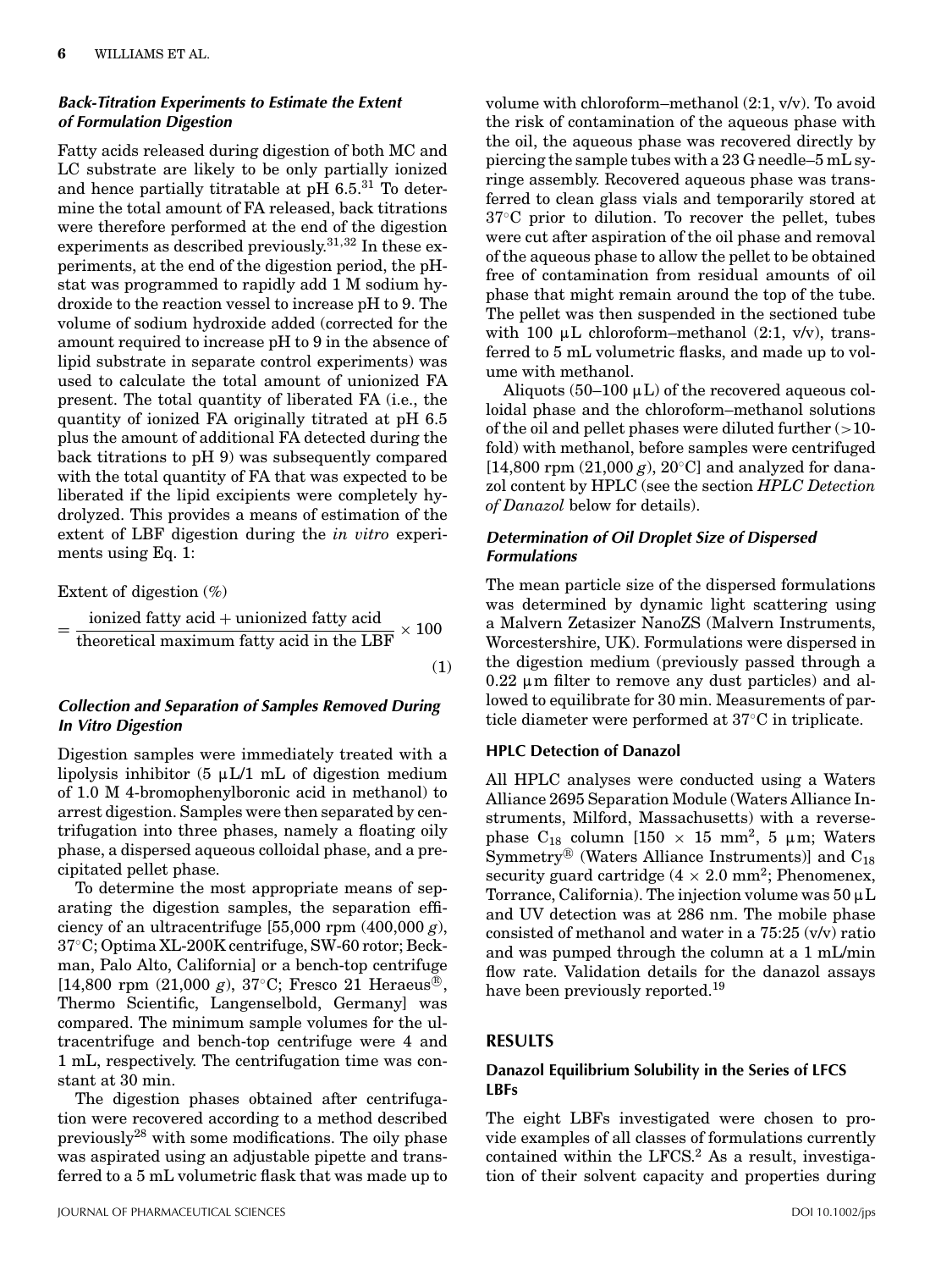### *Back-Titration Experiments to Estimate the Extent of Formulation Digestion*

Fatty acids released during digestion of both MC and LC substrate are likely to be only partially ionized and hence partially titratable at pH 6.5.[31] To determine the total amount of FA released, back titrations were therefore performed at the end of the digestion experiments as described previously.[31,32] In these experiments, at the end of the digestion period, the pH-stat was programmed to rapidly add 1 M sodium hydroxide to the reaction vessel to increase pH to 9. The volume of sodium hydroxide added (corrected for the amount required to increase pH to 9 in the absence of lipid substrate in separate control experiments) was used to calculate the total amount of unionized FA present. The total quantity of liberated FA (i.e., the quantity of ionized FA originally titrated at pH 6.5 plus the amount of additional FA detected during the back titrations to pH 9) was subsequently compared with the total quantity of FA that was expected to be liberated if the lipid excipients were completely hydrolyzed. This provides a means of estimation of the extent of LBF digestion during the *in vitro* experiments using Eq. 1:

$$\text{Extent of digestion (\%)} = \frac{\text{ionized fatty acid} + \text{unionized fatty acid}}{\text{theoretical maximum fatty acid in the LBF}} \times 100 \quad (1)$$

### *Collection and Separation of Samples Removed During In Vitro Digestion*

Digestion samples were immediately treated with a lipolysis inhibitor (5 μL/1 mL of digestion medium of 1.0 M 4-bromophenylboronic acid in methanol) to arrest digestion. Samples were then separated by centrifugation into three phases, namely a floating oily phase, a dispersed aqueous colloidal phase, and a precipitated pellet phase.

To determine the most appropriate means of separating the digestion samples, the separation efficiency of an ultracentrifuge [55,000 rpm (400,000 *g*), 37°C; Optima XL-200K centrifuge, SW-60 rotor; Beckman, Palo Alto, California] or a bench-top centrifuge [14,800 rpm (21,000 *g*), 37°C; Fresco 21 Heraeus®, Thermo Scientific, Langenselbold, Germany] was compared. The minimum sample volumes for the ultracentrifuge and bench-top centrifuge were 4 and 1 mL, respectively. The centrifugation time was constant at 30 min.

The digestion phases obtained after centrifugation were recovered according to a method described previously[28] with some modifications. The oily phase was aspirated using an adjustable pipette and transferred to a 5 mL volumetric flask that was made up to volume with chloroform–methanol (2:1, v/v). To avoid the risk of contamination of the aqueous phase with the oil, the aqueous phase was recovered directly by piercing the sample tubes with a 23 G needle–5 mL syringe assembly. Recovered aqueous phase was transferred to clean glass vials and temporarily stored at 37°C prior to dilution. To recover the pellet, tubes were cut after aspiration of the oil phase and removal of the aqueous phase to allow the pellet to be obtained free of contamination from residual amounts of oil phase that might remain around the top of the tube. The pellet was then suspended in the sectioned tube with 100 μL chloroform–methanol (2:1, v/v), transferred to 5 mL volumetric flasks, and made up to volume with methanol.

Aliquots (50–100 μL) of the recovered aqueous colloidal phase and the chloroform–methanol solutions of the oil and pellet phases were diluted further (>10-fold) with methanol, before samples were centrifuged [14,800 rpm (21,000 *g*), 20°C] and analyzed for danazol content by HPLC (see the section *HPLC Detection of Danazol* below for details).

### *Determination of Oil Droplet Size of Dispersed Formulations*

The mean particle size of the dispersed formulations was determined by dynamic light scattering using a Malvern Zetasizer NanoZS (Malvern Instruments, Worcestershire, UK). Formulations were dispersed in the digestion medium (previously passed through a 0.22 μm filter to remove any dust particles) and allowed to equilibrate for 30 min. Measurements of particle diameter were performed at 37°C in triplicate.

### HPLC Detection of Danazol

All HPLC analyses were conducted using a Waters Alliance 2695 Separation Module (Waters Alliance Instruments, Milford, Massachusetts) with a reverse-phase $C_{18}$ column [150 × 15 mm$^2$, 5 μm; Waters Symmetry® (Waters Alliance Instruments)] and $C_{18}$ security guard cartridge (4 × 2.0 mm$^2$; Phenomenex, Torrance, California). The injection volume was 50 μL and UV detection was at 286 nm. The mobile phase consisted of methanol and water in a 75:25 (v/v) ratio and was pumped through the column at a 1 mL/min flow rate. Validation details for the danazol assays have been previously reported.[19]

## RESULTS

### Danazol Equilibrium Solubility in the Series of LFCS LBFs

The eight LBFs investigated were chosen to provide examples of all classes of formulations currently contained within the LFCS.[2] As a result, investigation of their solvent capacity and properties during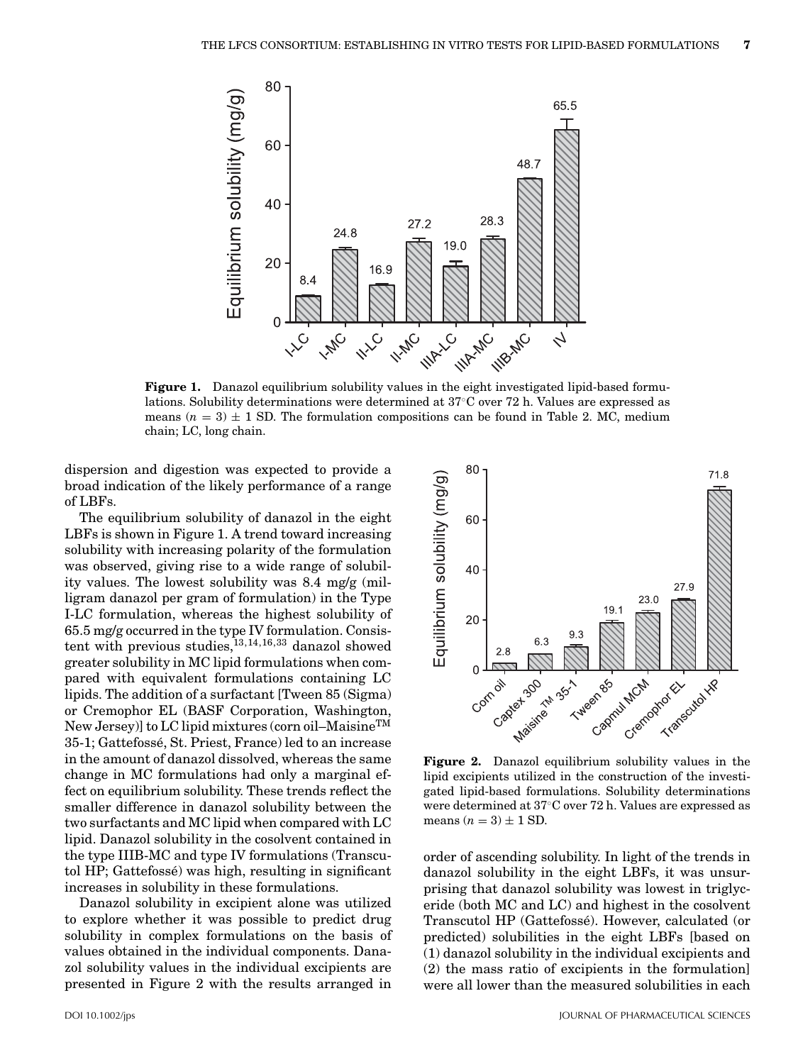Equilibrium solubility (mg/g)

80
60
40
20
0

8.4
24.8
16.9
27.2
19.0
28.3
48.7
65.5

I-LC
I-MC
II-LC
II-MC
IIIA-LC
IIIA-MC
IIIB-MC
IV

**Figure 1.** Danazol equilibrium solubility values in the eight investigated lipid-based formulations. Solubility determinations were determined at 37°C over 72 h. Values are expressed as means ($n = 3$) ± 1 SD. The formulation compositions can be found in Table 2. MC, medium chain; LC, long chain.

dispersion and digestion was expected to provide a broad indication of the likely performance of a range of LBFs.

The equilibrium solubility of danazol in the eight LBFs is shown in Figure 1. A trend toward increasing solubility with increasing polarity of the formulation was observed, giving rise to a wide range of solubility values. The lowest solubility was 8.4 mg/g (milligram danazol per gram of formulation) in the Type I-LC formulation, whereas the highest solubility of 65.5 mg/g occurred in the type IV formulation. Consistent with previous studies,[13,14,16,33] danazol showed greater solubility in MC lipid formulations when compared with equivalent formulations containing LC lipids. The addition of a surfactant [Tween 85 (Sigma) or Cremophor EL (BASF Corporation, Washington, New Jersey)] to LC lipid mixtures (corn oil–Maisine™ 35-1; Gattefossé, St. Priest, France) led to an increase in the amount of danazol dissolved, whereas the same change in MC formulations had only a marginal effect on equilibrium solubility. These trends reflect the smaller difference in danazol solubility between the two surfactants and MC lipid when compared with LC lipid. Danazol solubility in the cosolvent contained in the type IIIB-MC and type IV formulations (Transcutol HP; Gattefossé) was high, resulting in significant increases in solubility in these formulations.

Danazol solubility in excipient alone was utilized to explore whether it was possible to predict drug solubility in complex formulations on the basis of values obtained in the individual components. Danazol solubility values in the individual excipients are presented in Figure 2 with the results arranged in order of ascending solubility. In light of the trends in danazol solubility in the eight LBFs, it was unsurprising that danazol solubility was lowest in triglyceride (both MC and LC) and highest in the cosolvent Transcutol HP (Gattefossé). However, calculated (or predicted) solubilities in the eight LBFs [based on (1) danazol solubility in the individual excipients and (2) the mass ratio of excipients in the formulation] were all lower than the measured solubilities in each

Equilibrium solubility (mg/g)

80
60
40
20
0

2.8
6.3
9.3
19.1
23.0
27.9
71.8

Corn oil
Captex 300
Maisine™ 35-1
Tween 85
Capmul MCM
Cremophor EL
Transcutol HP

**Figure 2.** Danazol equilibrium solubility values in the lipid excipients utilized in the construction of the investigated lipid-based formulations. Solubility determinations were determined at 37°C over 72 h. Values are expressed as means ($n = 3$) ± 1 SD.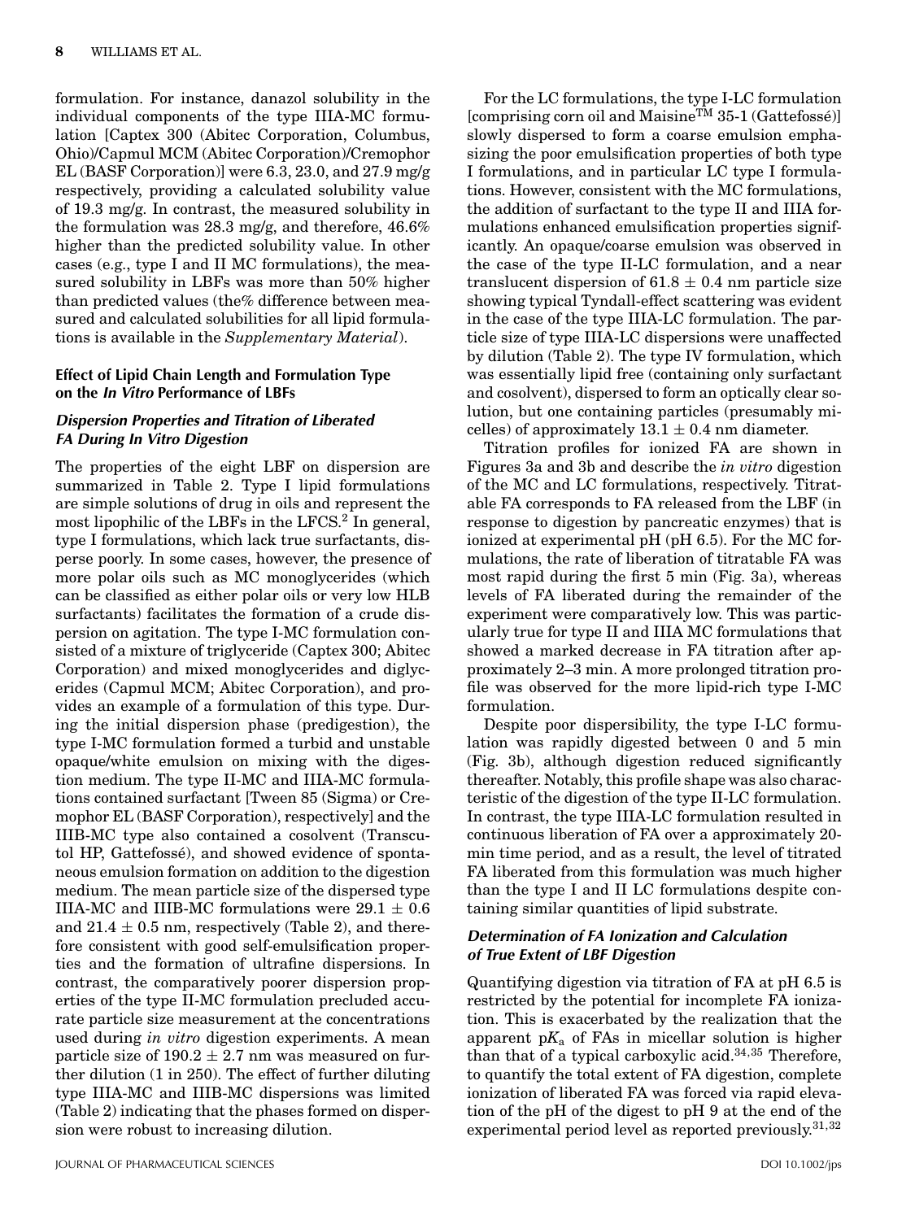formulation. For instance, danazol solubility in the individual components of the type IIIA-MC formulation [Captex 300 (Abitec Corporation, Columbus, Ohio)/Capmul MCM (Abitec Corporation)/Cremophor EL (BASF Corporation)] were 6.3, 23.0, and 27.9 mg/g respectively, providing a calculated solubility value of 19.3 mg/g. In contrast, the measured solubility in the formulation was 28.3 mg/g, and therefore, 46.6% higher than the predicted solubility value. In other cases (e.g., type I and II MC formulations), the measured solubility in LBFs was more than 50% higher than predicted values (the% difference between measured and calculated solubilities for all lipid formulations is available in the *Supplementary Material*).

### Effect of Lipid Chain Length and Formulation Type on the *In Vitro* Performance of LBFs

#### *Dispersion Properties and Titration of Liberated FA During In Vitro Digestion*

The properties of the eight LBF on dispersion are summarized in Table 2. Type I lipid formulations are simple solutions of drug in oils and represent the most lipophilic of the LBFs in the LFCS.[2] In general, type I formulations, which lack true surfactants, disperse poorly. In some cases, however, the presence of more polar oils such as MC monoglycerides (which can be classified as either polar oils or very low HLB surfactants) facilitates the formation of a crude dispersion on agitation. The type I-MC formulation consisted of a mixture of triglyceride (Captex 300; Abitec Corporation) and mixed monoglycerides and diglycerides (Capmul MCM; Abitec Corporation), and provides an example of a formulation of this type. During the initial dispersion phase (predigestion), the type I-MC formulation formed a turbid and unstable opaque/white emulsion on mixing with the digestion medium. The type II-MC and IIIA-MC formulations contained surfactant [Tween 85 (Sigma) or Cremophor EL (BASF Corporation), respectively] and the IIIB-MC type also contained a cosolvent (Transcutol HP, Gattefossé), and showed evidence of spontaneous emulsion formation on addition to the digestion medium. The mean particle size of the dispersed type IIIA-MC and IIIB-MC formulations were $29.1 \pm 0.6$ and $21.4 \pm 0.5$ nm, respectively (Table 2), and therefore consistent with good self-emulsification properties and the formation of ultrafine dispersions. In contrast, the comparatively poorer dispersion properties of the type II-MC formulation precluded accurate particle size measurement at the concentrations used during *in vitro* digestion experiments. A mean particle size of $190.2 \pm 2.7$ nm was measured on further dilution (1 in 250). The effect of further diluting type IIIA-MC and IIIB-MC dispersions was limited (Table 2) indicating that the phases formed on dispersion were robust to increasing dilution.

For the LC formulations, the type I-LC formulation [comprising corn oil and Maisine™ 35-1 (Gattefossé)] slowly dispersed to form a coarse emulsion emphasizing the poor emulsification properties of both type I formulations, and in particular LC type I formulations. However, consistent with the MC formulations, the addition of surfactant to the type II and IIIA formulations enhanced emulsification properties significantly. An opaque/coarse emulsion was observed in the case of the type II-LC formulation, and a near translucent dispersion of $61.8 \pm 0.4$ nm particle size showing typical Tyndall-effect scattering was evident in the case of the type IIIA-LC formulation. The particle size of type IIIA-LC dispersions were unaffected by dilution (Table 2). The type IV formulation, which was essentially lipid free (containing only surfactant and cosolvent), dispersed to form an optically clear solution, but one containing particles (presumably micelles) of approximately $13.1 \pm 0.4$ nm diameter.

Titration profiles for ionized FA are shown in Figures 3a and 3b and describe the *in vitro* digestion of the MC and LC formulations, respectively. Titratable FA corresponds to FA released from the LBF (in response to digestion by pancreatic enzymes) that is ionized at experimental pH (pH 6.5). For the MC formulations, the rate of liberation of titratable FA was most rapid during the first 5 min (Fig. 3a), whereas levels of FA liberated during the remainder of the experiment were comparatively low. This was particularly true for type II and IIIA MC formulations that showed a marked decrease in FA titration after approximately 2–3 min. A more prolonged titration profile was observed for the more lipid-rich type I-MC formulation.

Despite poor dispersibility, the type I-LC formulation was rapidly digested between 0 and 5 min (Fig. 3b), although digestion reduced significantly thereafter. Notably, this profile shape was also characteristic of the digestion of the type II-LC formulation. In contrast, the type IIIA-LC formulation resulted in continuous liberation of FA over a approximately 20-min time period, and as a result, the level of titrated FA liberated from this formulation was much higher than the type I and II LC formulations despite containing similar quantities of lipid substrate.

#### *Determination of FA Ionization and Calculation of True Extent of LBF Digestion*

Quantifying digestion via titration of FA at pH 6.5 is restricted by the potential for incomplete FA ionization. This is exacerbated by the realization that the apparent $pK_a$ of FAs in micellar solution is higher than that of a typical carboxylic acid.[34,35] Therefore, to quantify the total extent of FA digestion, complete ionization of liberated FA was forced via rapid elevation of the pH of the digest to pH 9 at the end of the experimental period level as reported previously.[31,32]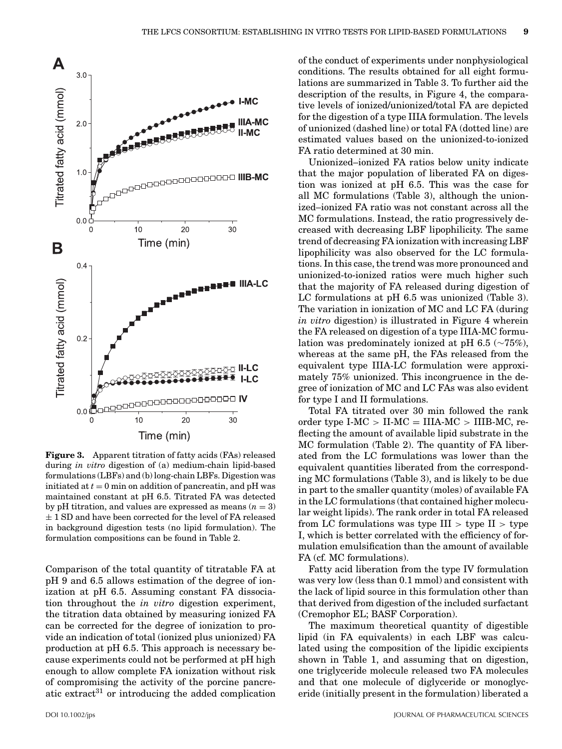A

3.0

Titrated fatty acid (mmol)

2.0

1.0

0.0

0 10 20 30

Time (min)

I-MC

IIIA-MC

II-MC

IIIB-MC

B

0.4

Titrated fatty acid (mmol)

0.2

0.0

0 10 20 30

Time (min)

IIIA-LC

II-LC

I-LC

IV

**Figure 3.** Apparent titration of fatty acids (FAs) released during *in vitro* digestion of (a) medium-chain lipid-based formulations (LBFs) and (b) long-chain LBFs. Digestion was initiated at $t = 0$ min on addition of pancreatin, and pH was maintained constant at pH 6.5. Titrated FA was detected by pH titration, and values are expressed as means ($n = 3$) $\pm$ 1 SD and have been corrected for the level of FA released in background digestion tests (no lipid formulation). The formulation compositions can be found in Table 2.

Comparison of the total quantity of titratable FA at pH 9 and 6.5 allows estimation of the degree of ionization at pH 6.5. Assuming constant FA dissociation throughout the *in vitro* digestion experiment, the titration data obtained by measuring ionized FA can be corrected for the degree of ionization to provide an indication of total (ionized plus unionized) FA production at pH 6.5. This approach is necessary because experiments could not be performed at pH high enough to allow complete FA ionization without risk of compromising the activity of the porcine pancreatic extract[31] or introducing the added complication of the conduct of experiments under nonphysiological conditions. The results obtained for all eight formulations are summarized in Table 3. To further aid the description of the results, in Figure 4, the comparative levels of ionized/unionized/total FA are depicted for the digestion of a type IIIA formulation. The levels of unionized (dashed line) or total FA (dotted line) are estimated values based on the unionized-to-ionized FA ratio determined at 30 min.

Unionized–ionized FA ratios below unity indicate that the major population of liberated FA on digestion was ionized at pH 6.5. This was the case for all MC formulations (Table 3), although the unionized–ionized FA ratio was not constant across all the MC formulations. Instead, the ratio progressively decreased with decreasing LBF lipophilicity. The same trend of decreasing FA ionization with increasing LBF lipophilicity was also observed for the LC formulations. In this case, the trend was more pronounced and unionized-to-ionized ratios were much higher such that the majority of FA released during digestion of LC formulations at pH 6.5 was unionized (Table 3). The variation in ionization of MC and LC FA (during *in vitro* digestion) is illustrated in Figure 4 wherein the FA released on digestion of a type IIIA-MC formulation was predominately ionized at pH 6.5 (~75%), whereas at the same pH, the FAs released from the equivalent type IIIA-LC formulation were approximately 75% unionized. This incongruence in the degree of ionization of MC and LC FAs was also evident for type I and II formulations.

Total FA titrated over 30 min followed the rank order type I-MC > II-MC = IIIA-MC > IIIB-MC, reflecting the amount of available lipid substrate in the MC formulation (Table 2). The quantity of FA liberated from the LC formulations was lower than the equivalent quantities liberated from the corresponding MC formulations (Table 3), and is likely to be due in part to the smaller quantity (moles) of available FA in the LC formulations (that contained higher molecular weight lipids). The rank order in total FA released from LC formulations was type III > type II > type I, which is better correlated with the efficiency of formulation emulsification than the amount of available FA (cf. MC formulations).

Fatty acid liberation from the type IV formulation was very low (less than 0.1 mmol) and consistent with the lack of lipid source in this formulation other than that derived from digestion of the included surfactant (Cremophor EL; BASF Corporation).

The maximum theoretical quantity of digestible lipid (in FA equivalents) in each LBF was calculated using the composition of the lipidic excipients shown in Table 1, and assuming that on digestion, one triglyceride molecule released two FA molecules and that one molecule of diglyceride or monoglyceride (initially present in the formulation) liberated a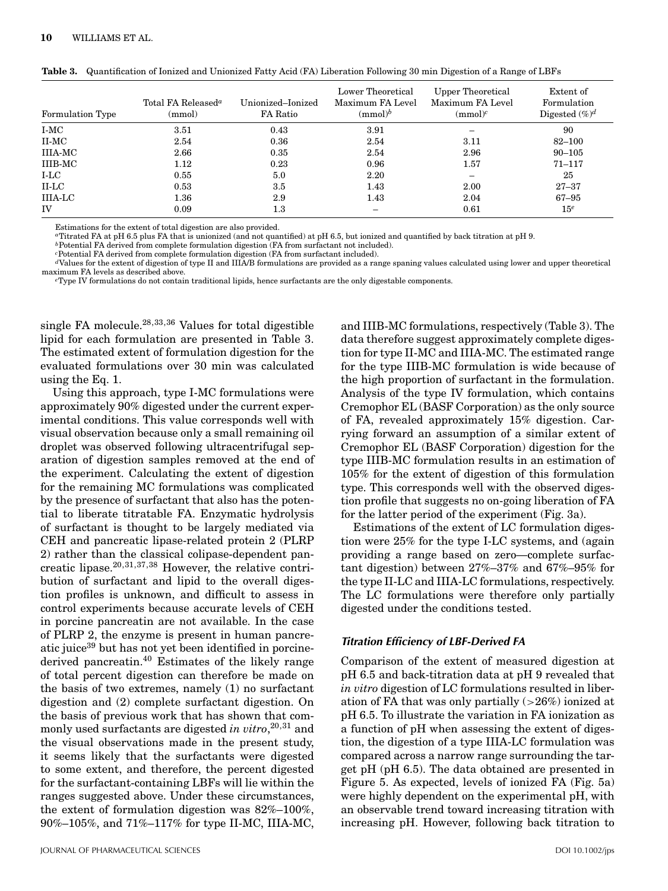**Table 3.** Quantification of Ionized and Unionized Fatty Acid (FA) Liberation Following 30 min Digestion of a Range of LBFs

| Formulation Type | Total FA Released[a] (mmol) | Unionized–Ionized FA Ratio | Lower Theoretical Maximum FA Level (mmol)[b] | Upper Theoretical Maximum FA Level (mmol)[c] | Extent of Formulation Digested (%)[d] |
|---|---|---|---|---|---|
| I-MC | 3.51 | 0.43 | 3.91 | – | 90 |
| II-MC | 2.54 | 0.36 | 2.54 | 3.11 | 82–100 |
| IIIA-MC | 2.66 | 0.35 | 2.54 | 2.96 | 90–105 |
| IIIB-MC | 1.12 | 0.23 | 0.96 | 1.57 | 71–117 |
| I-LC | 0.55 | 5.0 | 2.20 | – | 25 |
| II-LC | 0.53 | 3.5 | 1.43 | 2.00 | 27–37 |
| IIIA-LC | 1.36 | 2.9 | 1.43 | 2.04 | 67–95 |
| IV | 0.09 | 1.3 | – | 0.61 | 15[e] |

Estimations for the extent of total digestion are also provided.

[a]Titrated FA at pH 6.5 plus FA that is unionized (and not quantified) at pH 6.5, but ionized and quantified by back titration at pH 9.

[b]Potential FA derived from complete formulation digestion (FA from surfactant not included).

[c]Potential FA derived from complete formulation digestion (FA from surfactant included).

[d]Values for the extent of digestion of type II and IIIA/B formulations are provided as a range spaning values calculated using lower and upper theoretical maximum FA levels as described above.

[e]Type IV formulations do not contain traditional lipids, hence surfactants are the only digestable components.

single FA molecule.[28,33,36] Values for total digestible lipid for each formulation are presented in Table 3. The estimated extent of formulation digestion for the evaluated formulations over 30 min was calculated using the Eq. 1.

Using this approach, type I-MC formulations were approximately 90% digested under the current experimental conditions. This value corresponds well with visual observation because only a small remaining oil droplet was observed following ultracentrifugal separation of digestion samples removed at the end of the experiment. Calculating the extent of digestion for the remaining MC formulations was complicated by the presence of surfactant that also has the potential to liberate titratable FA. Enzymatic hydrolysis of surfactant is thought to be largely mediated via CEH and pancreatic lipase-related protein 2 (PLRP 2) rather than the classical colipase-dependent pancreatic lipase.[20,31,37,38] However, the relative contribution of surfactant and lipid to the overall digestion profiles is unknown, and difficult to assess in control experiments because accurate levels of CEH in porcine pancreatin are not available. In the case of PLRP 2, the enzyme is present in human pancreatic juice[39] but has not yet been identified in porcine-derived pancreatin.[40] Estimates of the likely range of total percent digestion can therefore be made on the basis of two extremes, namely (1) no surfactant digestion and (2) complete surfactant digestion. On the basis of previous work that has shown that commonly used surfactants are digested *in vitro*,[20,31] and the visual observations made in the present study, it seems likely that the surfactants were digested to some extent, and therefore, the percent digested for the surfactant-containing LBFs will lie within the ranges suggested above. Under these circumstances, the extent of formulation digestion was 82%–100%, 90%–105%, and 71%–117% for type II-MC, IIIA-MC, and IIIB-MC formulations, respectively (Table 3). The data therefore suggest approximately complete digestion for type II-MC and IIIA-MC. The estimated range for the type IIIB-MC formulation is wide because of the high proportion of surfactant in the formulation. Analysis of the type IV formulation, which contains Cremophor EL (BASF Corporation) as the only source of FA, revealed approximately 15% digestion. Carrying forward an assumption of a similar extent of Cremophor EL (BASF Corporation) digestion for the type IIIB-MC formulation results in an estimation of 105% for the extent of digestion of this formulation type. This corresponds well with the observed digestion profile that suggests no on-going liberation of FA for the latter period of the experiment (Fig. 3a).

Estimations of the extent of LC formulation digestion were 25% for the type I-LC systems, and (again providing a range based on zero—complete surfactant digestion) between 27%–37% and 67%–95% for the type II-LC and IIIA-LC formulations, respectively. The LC formulations were therefore only partially digested under the conditions tested.

### *Titration Efficiency of LBF-Derived FA*

Comparison of the extent of measured digestion at pH 6.5 and back-titration data at pH 9 revealed that *in vitro* digestion of LC formulations resulted in liberation of FA that was only partially (>26%) ionized at pH 6.5. To illustrate the variation in FA ionization as a function of pH when assessing the extent of digestion, the digestion of a type IIIA-LC formulation was compared across a narrow range surrounding the target pH (pH 6.5). The data obtained are presented in Figure 5. As expected, levels of ionized FA (Fig. 5a) were highly dependent on the experimental pH, with an observable trend toward increasing titration with increasing pH. However, following back titration to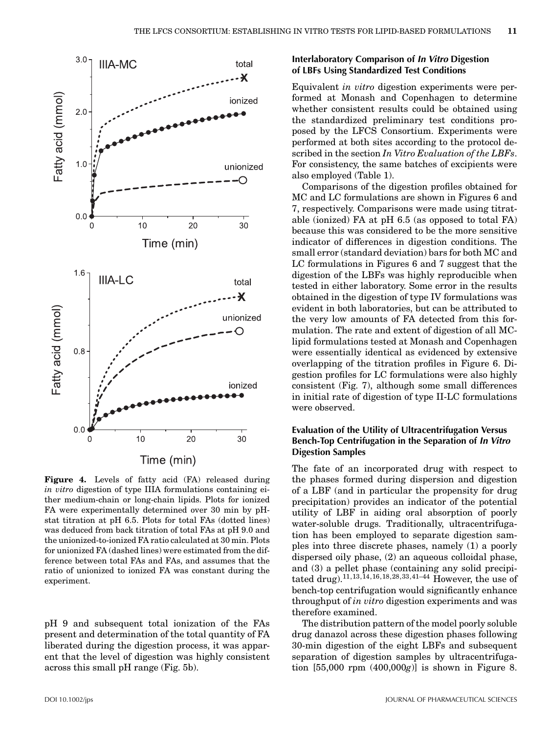IIIA-MC

total

ionized

unionized

Fatty acid (mmol)

3.0

2.0

1.0

0.0

0

10

20

30

Time (min)

IIIA-LC

total

unionized

ionized

Fatty acid (mmol)

1.6

0.8

0.0

0

10

20

30

Time (min)

**Figure 4.** Levels of fatty acid (FA) released during *in vitro* digestion of type IIIA formulations containing either medium-chain or long-chain lipids. Plots for ionized FA were experimentally determined over 30 min by pH-stat titration at pH 6.5. Plots for total FAs (dotted lines) was deduced from back titration of total FAs at pH 9.0 and the unionized-to-ionized FA ratio calculated at 30 min. Plots for unionized FA (dashed lines) were estimated from the difference between total FAs and FAs, and assumes that the ratio of unionized to ionized FA was constant during the experiment.

pH 9 and subsequent total ionization of the FAs present and determination of the total quantity of FA liberated during the digestion process, it was apparent that the level of digestion was highly consistent across this small pH range (Fig. 5b).

### Interlaboratory Comparison of *In Vitro* Digestion of LBFs Using Standardized Test Conditions

Equivalent *in vitro* digestion experiments were performed at Monash and Copenhagen to determine whether consistent results could be obtained using the standardized preliminary test conditions proposed by the LFCS Consortium. Experiments were performed at both sites according to the protocol described in the section *In Vitro Evaluation of the LBFs*. For consistency, the same batches of excipients were also employed (Table 1).

Comparisons of the digestion profiles obtained for MC and LC formulations are shown in Figures 6 and 7, respectively. Comparisons were made using titratable (ionized) FA at pH 6.5 (as opposed to total FA) because this was considered to be the more sensitive indicator of differences in digestion conditions. The small error (standard deviation) bars for both MC and LC formulations in Figures 6 and 7 suggest that the digestion of the LBFs was highly reproducible when tested in either laboratory. Some error in the results obtained in the digestion of type IV formulations was evident in both laboratories, but can be attributed to the very low amounts of FA detected from this formulation. The rate and extent of digestion of all MC-lipid formulations tested at Monash and Copenhagen were essentially identical as evidenced by extensive overlapping of the titration profiles in Figure 6. Digestion profiles for LC formulations were also highly consistent (Fig. 7), although some small differences in initial rate of digestion of type II-LC formulations were observed.

### Evaluation of the Utility of Ultracentrifugation Versus Bench-Top Centrifugation in the Separation of *In Vitro* Digestion Samples

The fate of an incorporated drug with respect to the phases formed during dispersion and digestion of a LBF (and in particular the propensity for drug precipitation) provides an indicator of the potential utility of LBF in aiding oral absorption of poorly water-soluble drugs. Traditionally, ultracentrifugation has been employed to separate digestion samples into three discrete phases, namely (1) a poorly dispersed oily phase, (2) an aqueous colloidal phase, and (3) a pellet phase (containing any solid precipitated drug).[11,13,14,16,18,28,33,41–44] However, the use of bench-top centrifugation would significantly enhance throughput of *in vitro* digestion experiments and was therefore examined.

The distribution pattern of the model poorly soluble drug danazol across these digestion phases following 30-min digestion of the eight LBFs and subsequent separation of digestion samples by ultracentrifugation [55,000 rpm (400,000*g*)] is shown in Figure 8.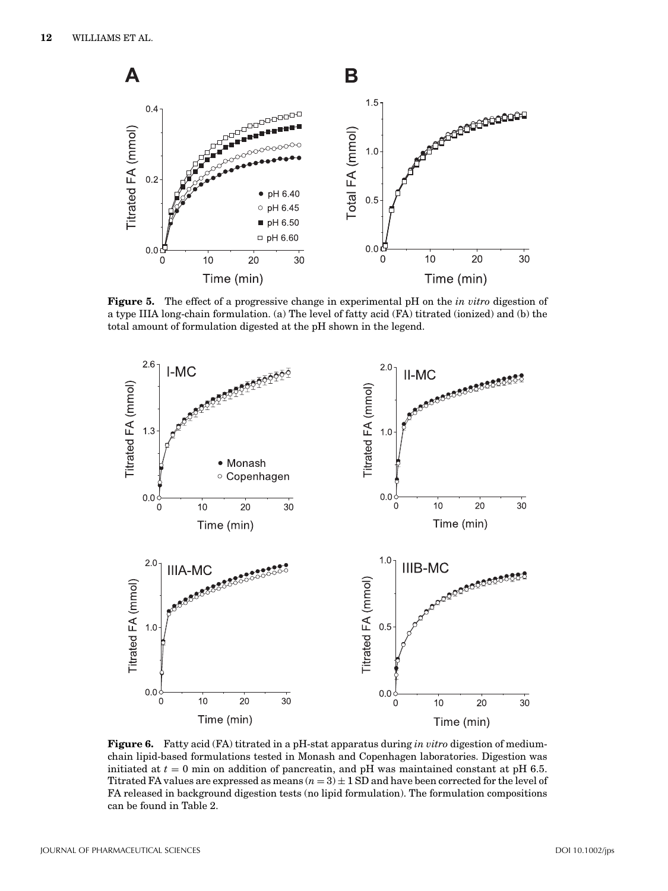A

Titrated FA (mmol)

0.4

0.2

0.0

0 10 20 30

Time (min)

● pH 6.40
○ pH 6.45
■ pH 6.50
□ pH 6.60

B

Total FA (mmol)

1.5

1.0

0.5

0.0

0 10 20 30

Time (min)

**Figure 5.** The effect of a progressive change in experimental pH on the *in vitro* digestion of a type IIIA long-chain formulation. (a) The level of fatty acid (FA) titrated (ionized) and (b) the total amount of formulation digested at the pH shown in the legend.

I-MC

Titrated FA (mmol)

2.6

1.3

0.0

0 10 20 30

Time (min)

● Monash
○ Copenhagen

II-MC

Titrated FA (mmol)

2.0

1.0

0.0

0 10 20 30

Time (min)

IIIA-MC

Titrated FA (mmol)

2.0

1.0

0.0

0 10 20 30

Time (min)

IIIB-MC

Titrated FA (mmol)

1.0

0.5

0.0

0 10 20 30

Time (min)

**Figure 6.** Fatty acid (FA) titrated in a pH-stat apparatus during *in vitro* digestion of medium-chain lipid-based formulations tested in Monash and Copenhagen laboratories. Digestion was initiated at $t = 0$ min on addition of pancreatin, and pH was maintained constant at pH 6.5. Titrated FA values are expressed as means $(n = 3) \pm 1$ SD and have been corrected for the level of FA released in background digestion tests (no lipid formulation). The formulation compositions can be found in Table 2.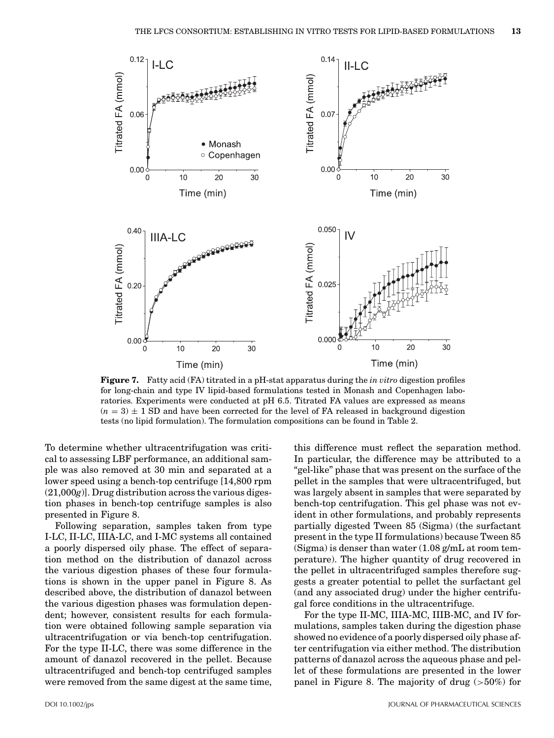I-LC

0.12

0.06

0.00

Titrated FA (mmol)

0 10 20 30

Time (min)

• Monash
○ Copenhagen

II-LC

0.14

0.07

0.00

Titrated FA (mmol)

0 10 20 30

Time (min)

IIIA-LC

0.40

0.20

0.00

Titrated FA (mmol)

0 10 20 30

Time (min)

IV

0.050

0.025

0.000

Titrated FA (mmol)

0 10 20 30

Time (min)

**Figure 7.** Fatty acid (FA) titrated in a pH-stat apparatus during the *in vitro* digestion profiles for long-chain and type IV lipid-based formulations tested in Monash and Copenhagen laboratories. Experiments were conducted at pH 6.5. Titrated FA values are expressed as means ($n = 3$) ± 1 SD and have been corrected for the level of FA released in background digestion tests (no lipid formulation). The formulation compositions can be found in Table 2.

To determine whether ultracentrifugation was critical to assessing LBF performance, an additional sample was also removed at 30 min and separated at a lower speed using a bench-top centrifuge [14,800 rpm (21,000*g*)]. Drug distribution across the various digestion phases in bench-top centrifuge samples is also presented in Figure 8.

Following separation, samples taken from type I-LC, II-LC, IIIA-LC, and I-MC systems all contained a poorly dispersed oily phase. The effect of separation method on the distribution of danazol across the various digestion phases of these four formulations is shown in the upper panel in Figure 8. As described above, the distribution of danazol between the various digestion phases was formulation dependent; however, consistent results for each formulation were obtained following sample separation via ultracentrifugation or via bench-top centrifugation. For the type II-LC, there was some difference in the amount of danazol recovered in the pellet. Because ultracentrifuged and bench-top centrifuged samples were removed from the same digest at the same time, this difference must reflect the separation method. In particular, the difference may be attributed to a "gel-like" phase that was present on the surface of the pellet in the samples that were ultracentrifuged, but was largely absent in samples that were separated by bench-top centrifugation. This gel phase was not evident in other formulations, and probably represents partially digested Tween 85 (Sigma) (the surfactant present in the type II formulations) because Tween 85 (Sigma) is denser than water (1.08 g/mL at room temperature). The higher quantity of drug recovered in the pellet in ultracentrifuged samples therefore suggests a greater potential to pellet the surfactant gel (and any associated drug) under the higher centrifugal force conditions in the ultracentrifuge.

For the type II-MC, IIIA-MC, IIIB-MC, and IV formulations, samples taken during the digestion phase showed no evidence of a poorly dispersed oily phase after centrifugation via either method. The distribution patterns of danazol across the aqueous phase and pellet of these formulations are presented in the lower panel in Figure 8. The majority of drug (>50%) for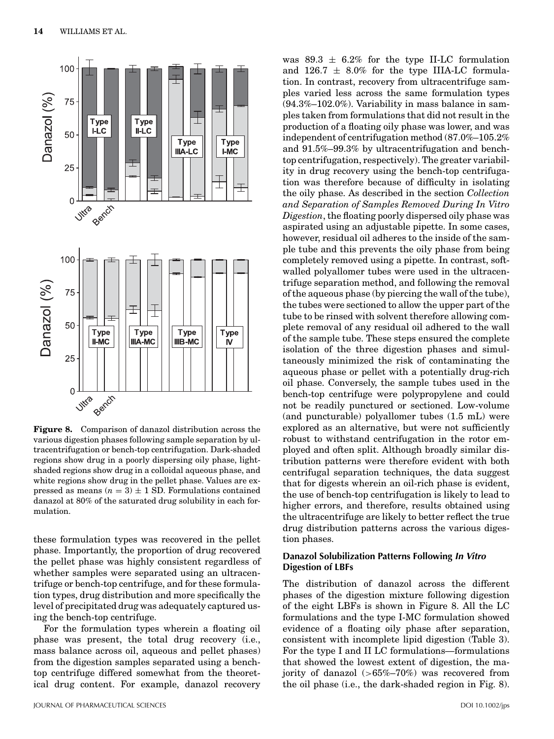100
75
50
25
0
Danazol (%)
Type I-LC
Type II-LC
Type IIIA-LC
Type I-MC
Ultra
Bench

100
75
50
25
0
Danazol (%)
Type II-MC
Type IIIA-MC
Type IIIB-MC
Type IV
Ultra
Bench

**Figure 8.** Comparison of danazol distribution across the various digestion phases following sample separation by ultracentrifugation or bench-top centrifugation. Dark-shaded regions show drug in a poorly dispersing oily phase, light-shaded regions show drug in a colloidal aqueous phase, and white regions show drug in the pellet phase. Values are expressed as means ($n = 3$) $\pm$ 1 SD. Formulations contained danazol at 80% of the saturated drug solubility in each formulation.

these formulation types was recovered in the pellet phase. Importantly, the proportion of drug recovered the pellet phase was highly consistent regardless of whether samples were separated using an ultracentrifuge or bench-top centrifuge, and for these formulation types, drug distribution and more specifically the level of precipitated drug was adequately captured using the bench-top centrifuge.

For the formulation types wherein a floating oil phase was present, the total drug recovery (i.e., mass balance across oil, aqueous and pellet phases) from the digestion samples separated using a bench-top centrifuge differed somewhat from the theoretical drug content. For example, danazol recovery was 89.3 $\pm$ 6.2% for the type II-LC formulation and 126.7 $\pm$ 8.0% for the type IIIA-LC formulation. In contrast, recovery from ultracentrifuge samples varied less across the same formulation types (94.3%–102.0%). Variability in mass balance in samples taken from formulations that did not result in the production of a floating oily phase was lower, and was independent of centrifugation method (87.0%–105.2% and 91.5%–99.3% by ultracentrifugation and bench-top centrifugation, respectively). The greater variability in drug recovery using the bench-top centrifugation was therefore because of difficulty in isolating the oily phase. As described in the section *Collection and Separation of Samples Removed During In Vitro Digestion*, the floating poorly dispersed oily phase was aspirated using an adjustable pipette. In some cases, however, residual oil adheres to the inside of the sample tube and this prevents the oily phase from being completely removed using a pipette. In contrast, soft-walled polyallomer tubes were used in the ultracentrifuge separation method, and following the removal of the aqueous phase (by piercing the wall of the tube), the tubes were sectioned to allow the upper part of the tube to be rinsed with solvent therefore allowing complete removal of any residual oil adhered to the wall of the sample tube. These steps ensured the complete isolation of the three digestion phases and simultaneously minimized the risk of contaminating the aqueous phase or pellet with a potentially drug-rich oil phase. Conversely, the sample tubes used in the bench-top centrifuge were polypropylene and could not be readily punctured or sectioned. Low-volume (and puncturable) polyallomer tubes (1.5 mL) were explored as an alternative, but were not sufficiently robust to withstand centrifugation in the rotor employed and often split. Although broadly similar distribution patterns were therefore evident with both centrifugal separation techniques, the data suggest that for digests wherein an oil-rich phase is evident, the use of bench-top centrifugation is likely to lead to higher errors, and therefore, results obtained using the ultracentrifuge are likely to better reflect the true drug distribution patterns across the various digestion phases.

### Danazol Solubilization Patterns Following *In Vitro* Digestion of LBFs

The distribution of danazol across the different phases of the digestion mixture following digestion of the eight LBFs is shown in Figure 8. All the LC formulations and the type I-MC formulation showed evidence of a floating oily phase after separation, consistent with incomplete lipid digestion (Table 3). For the type I and II LC formulations—formulations that showed the lowest extent of digestion, the majority of danazol (>65%–70%) was recovered from the oil phase (i.e., the dark-shaded region in Fig. 8).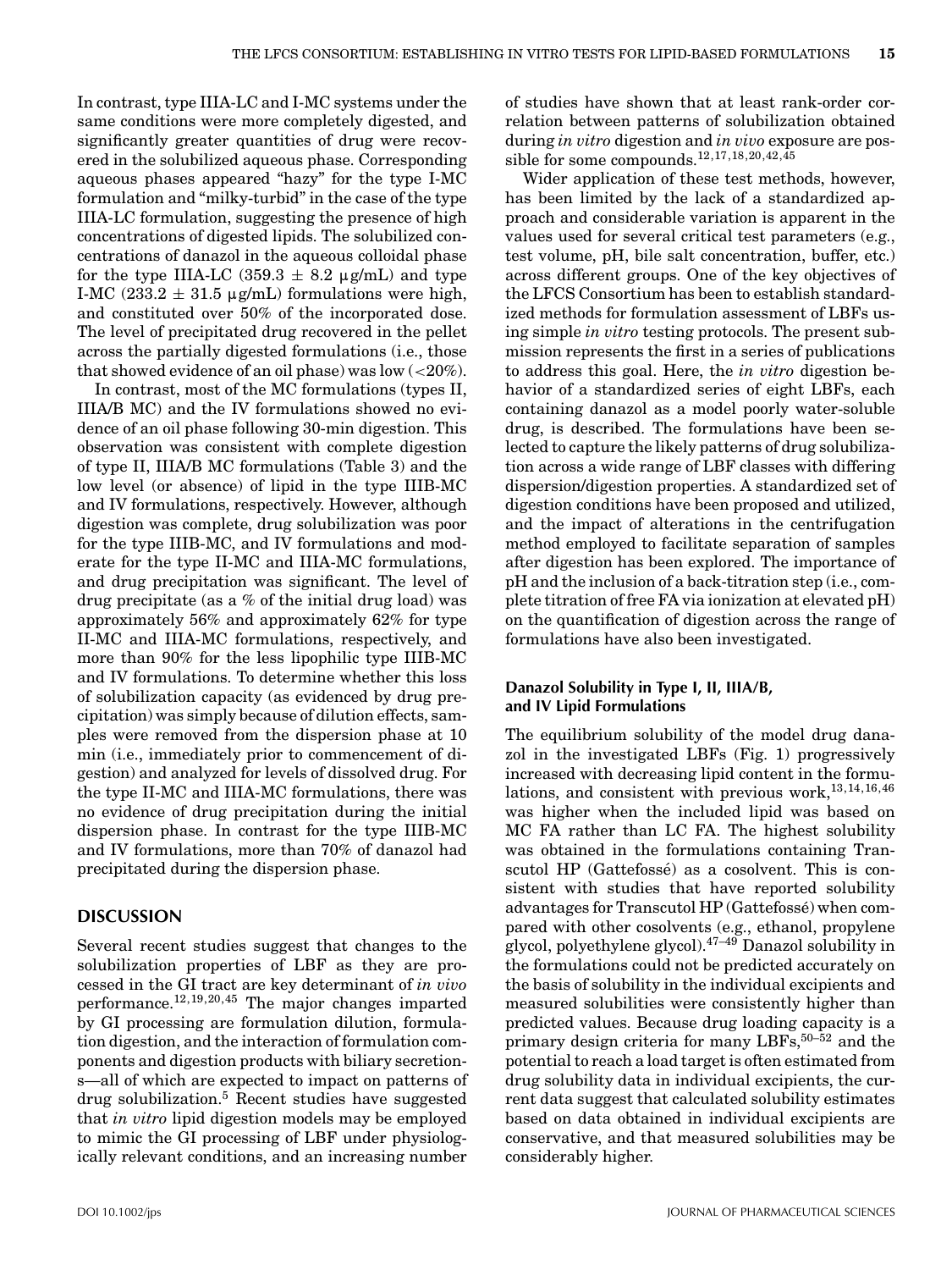In contrast, type IIIA-LC and I-MC systems under the same conditions were more completely digested, and significantly greater quantities of drug were recovered in the solubilized aqueous phase. Corresponding aqueous phases appeared "hazy" for the type I-MC formulation and "milky-turbid" in the case of the type IIIA-LC formulation, suggesting the presence of high concentrations of digested lipids. The solubilized concentrations of danazol in the aqueous colloidal phase for the type IIIA-LC ($359.3 \pm 8.2$ μg/mL) and type I-MC ($233.2 \pm 31.5$ μg/mL) formulations were high, and constituted over 50% of the incorporated dose. The level of precipitated drug recovered in the pellet across the partially digested formulations (i.e., those that showed evidence of an oil phase) was low (<20%).

In contrast, most of the MC formulations (types II, IIIA/B MC) and the IV formulations showed no evidence of an oil phase following 30-min digestion. This observation was consistent with complete digestion of type II, IIIA/B MC formulations (Table 3) and the low level (or absence) of lipid in the type IIIB-MC and IV formulations, respectively. However, although digestion was complete, drug solubilization was poor for the type IIIB-MC, and IV formulations and moderate for the type II-MC and IIIA-MC formulations, and drug precipitation was significant. The level of drug precipitate (as a % of the initial drug load) was approximately 56% and approximately 62% for type II-MC and IIIA-MC formulations, respectively, and more than 90% for the less lipophilic type IIIB-MC and IV formulations. To determine whether this loss of solubilization capacity (as evidenced by drug precipitation) was simply because of dilution effects, samples were removed from the dispersion phase at 10 min (i.e., immediately prior to commencement of digestion) and analyzed for levels of dissolved drug. For the type II-MC and IIIA-MC formulations, there was no evidence of drug precipitation during the initial dispersion phase. In contrast for the type IIIB-MC and IV formulations, more than 70% of danazol had precipitated during the dispersion phase.

## DISCUSSION

Several recent studies suggest that changes to the solubilization properties of LBF as they are processed in the GI tract are key determinant of *in vivo* performance.[12,19,20,45] The major changes imparted by GI processing are formulation dilution, formulation digestion, and the interaction of formulation components and digestion products with biliary secretions—all of which are expected to impact on patterns of drug solubilization.[5] Recent studies have suggested that *in vitro* lipid digestion models may be employed to mimic the GI processing of LBF under physiologically relevant conditions, and an increasing number of studies have shown that at least rank-order correlation between patterns of solubilization obtained during *in vitro* digestion and *in vivo* exposure are possible for some compounds.[12,17,18,20,42,45]

Wider application of these test methods, however, has been limited by the lack of a standardized approach and considerable variation is apparent in the values used for several critical test parameters (e.g., test volume, pH, bile salt concentration, buffer, etc.) across different groups. One of the key objectives of the LFCS Consortium has been to establish standardized methods for formulation assessment of LBFs using simple *in vitro* testing protocols. The present submission represents the first in a series of publications to address this goal. Here, the *in vitro* digestion behavior of a standardized series of eight LBFs, each containing danazol as a model poorly water-soluble drug, is described. The formulations have been selected to capture the likely patterns of drug solubilization across a wide range of LBF classes with differing dispersion/digestion properties. A standardized set of digestion conditions have been proposed and utilized, and the impact of alterations in the centrifugation method employed to facilitate separation of samples after digestion has been explored. The importance of pH and the inclusion of a back-titration step (i.e., complete titration of free FA via ionization at elevated pH) on the quantification of digestion across the range of formulations have also been investigated.

### Danazol Solubility in Type I, II, IIIA/B, and IV Lipid Formulations

The equilibrium solubility of the model drug danazol in the investigated LBFs (Fig. 1) progressively increased with decreasing lipid content in the formulations, and consistent with previous work,[13,14,16,46] was higher when the included lipid was based on MC FA rather than LC FA. The highest solubility was obtained in the formulations containing Transcutol HP (Gattefossé) as a cosolvent. This is consistent with studies that have reported solubility advantages for Transcutol HP (Gattefossé) when compared with other cosolvents (e.g., ethanol, propylene glycol, polyethylene glycol).[47–49] Danazol solubility in the formulations could not be predicted accurately on the basis of solubility in the individual excipients and measured solubilities were consistently higher than predicted values. Because drug loading capacity is a primary design criteria for many LBFs,[50–52] and the potential to reach a load target is often estimated from drug solubility data in individual excipients, the current data suggest that calculated solubility estimates based on data obtained in individual excipients are conservative, and that measured solubilities may be considerably higher.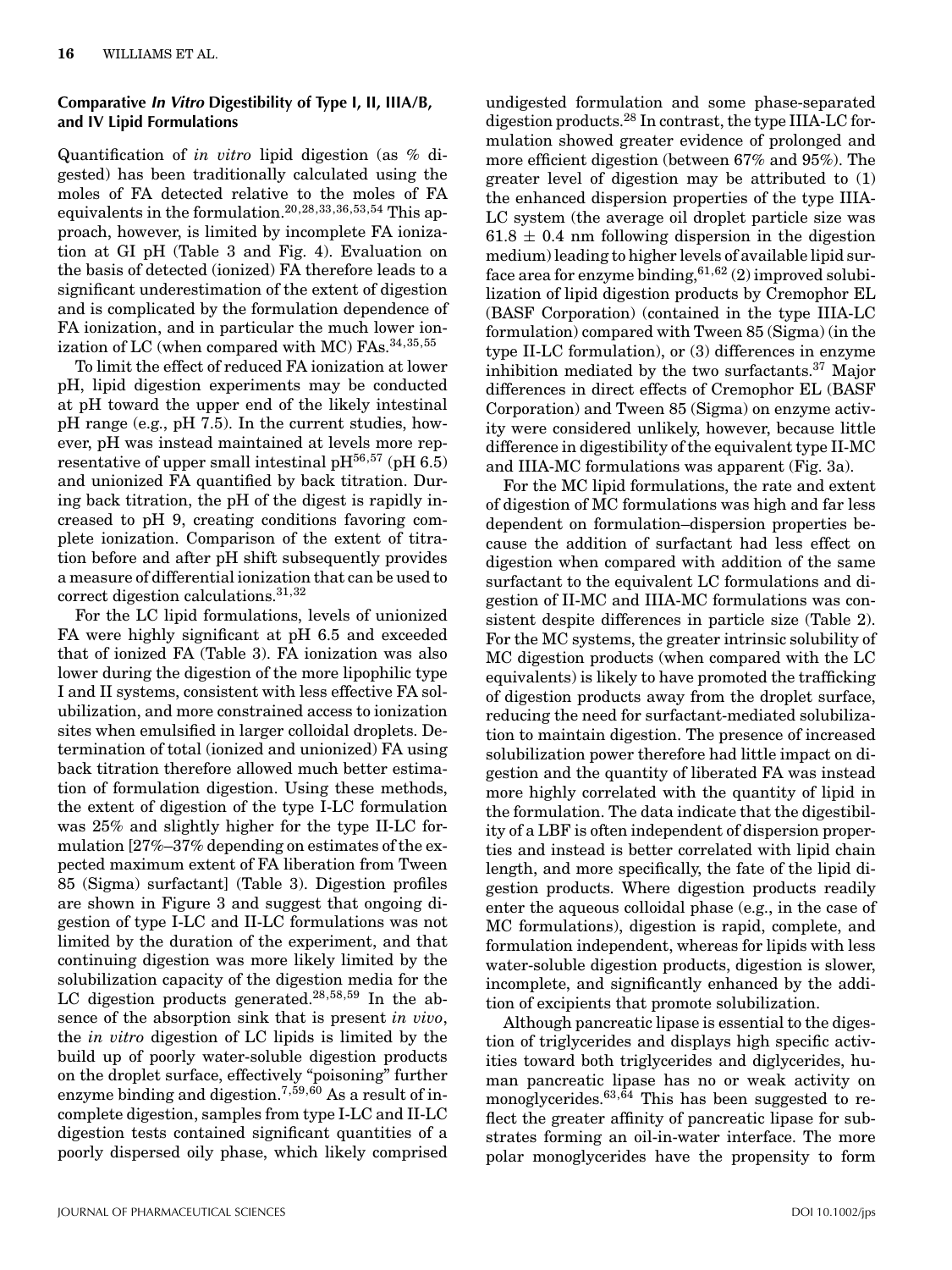### Comparative *In Vitro* Digestibility of Type I, II, IIIA/B, and IV Lipid Formulations

Quantification of *in vitro* lipid digestion (as % digested) has been traditionally calculated using the moles of FA detected relative to the moles of FA equivalents in the formulation.[20,28,33,36,53,54] This approach, however, is limited by incomplete FA ionization at GI pH (Table 3 and Fig. 4). Evaluation on the basis of detected (ionized) FA therefore leads to a significant underestimation of the extent of digestion and is complicated by the formulation dependence of FA ionization, and in particular the much lower ionization of LC (when compared with MC) FAs.[34,35,55]

To limit the effect of reduced FA ionization at lower pH, lipid digestion experiments may be conducted at pH toward the upper end of the likely intestinal pH range (e.g., pH 7.5). In the current studies, however, pH was instead maintained at levels more representative of upper small intestinal pH[56,57] (pH 6.5) and unionized FA quantified by back titration. During back titration, the pH of the digest is rapidly increased to pH 9, creating conditions favoring complete ionization. Comparison of the extent of titration before and after pH shift subsequently provides a measure of differential ionization that can be used to correct digestion calculations.[31,32]

For the LC lipid formulations, levels of unionized FA were highly significant at pH 6.5 and exceeded that of ionized FA (Table 3). FA ionization was also lower during the digestion of the more lipophilic type I and II systems, consistent with less effective FA solubilization, and more constrained access to ionization sites when emulsified in larger colloidal droplets. Determination of total (ionized and unionized) FA using back titration therefore allowed much better estimation of formulation digestion. Using these methods, the extent of digestion of the type I-LC formulation was 25% and slightly higher for the type II-LC formulation [27%–37% depending on estimates of the expected maximum extent of FA liberation from Tween 85 (Sigma) surfactant] (Table 3). Digestion profiles are shown in Figure 3 and suggest that ongoing digestion of type I-LC and II-LC formulations was not limited by the duration of the experiment, and that continuing digestion was more likely limited by the solubilization capacity of the digestion media for the LC digestion products generated.[28,58,59] In the absence of the absorption sink that is present *in vivo*, the *in vitro* digestion of LC lipids is limited by the build up of poorly water-soluble digestion products on the droplet surface, effectively "poisoning" further enzyme binding and digestion.[7,59,60] As a result of incomplete digestion, samples from type I-LC and II-LC digestion tests contained significant quantities of a poorly dispersed oily phase, which likely comprised undigested formulation and some phase-separated digestion products.[28] In contrast, the type IIIA-LC formulation showed greater evidence of prolonged and more efficient digestion (between 67% and 95%). The greater level of digestion may be attributed to (1) the enhanced dispersion properties of the type IIIA-LC system (the average oil droplet particle size was 61.8 ± 0.4 nm following dispersion in the digestion medium) leading to higher levels of available lipid surface area for enzyme binding,[61,62] (2) improved solubilization of lipid digestion products by Cremophor EL (BASF Corporation) (contained in the type IIIA-LC formulation) compared with Tween 85 (Sigma) (in the type II-LC formulation), or (3) differences in enzyme inhibition mediated by the two surfactants.[37] Major differences in direct effects of Cremophor EL (BASF Corporation) and Tween 85 (Sigma) on enzyme activity were considered unlikely, however, because little difference in digestibility of the equivalent type II-MC and IIIA-MC formulations was apparent (Fig. 3a).

For the MC lipid formulations, the rate and extent of digestion of MC formulations was high and far less dependent on formulation–dispersion properties because the addition of surfactant had less effect on digestion when compared with addition of the same surfactant to the equivalent LC formulations and digestion of II-MC and IIIA-MC formulations was consistent despite differences in particle size (Table 2). For the MC systems, the greater intrinsic solubility of MC digestion products (when compared with the LC equivalents) is likely to have promoted the trafficking of digestion products away from the droplet surface, reducing the need for surfactant-mediated solubilization to maintain digestion. The presence of increased solubilization power therefore had little impact on digestion and the quantity of liberated FA was instead more highly correlated with the quantity of lipid in the formulation. The data indicate that the digestibility of a LBF is often independent of dispersion properties and instead is better correlated with lipid chain length, and more specifically, the fate of the lipid digestion products. Where digestion products readily enter the aqueous colloidal phase (e.g., in the case of MC formulations), digestion is rapid, complete, and formulation independent, whereas for lipids with less water-soluble digestion products, digestion is slower, incomplete, and significantly enhanced by the addition of excipients that promote solubilization.

Although pancreatic lipase is essential to the digestion of triglycerides and displays high specific activities toward both triglycerides and diglycerides, human pancreatic lipase has no or weak activity on monoglycerides.[63,64] This has been suggested to reflect the greater affinity of pancreatic lipase for substrates forming an oil-in-water interface. The more polar monoglycerides have the propensity to form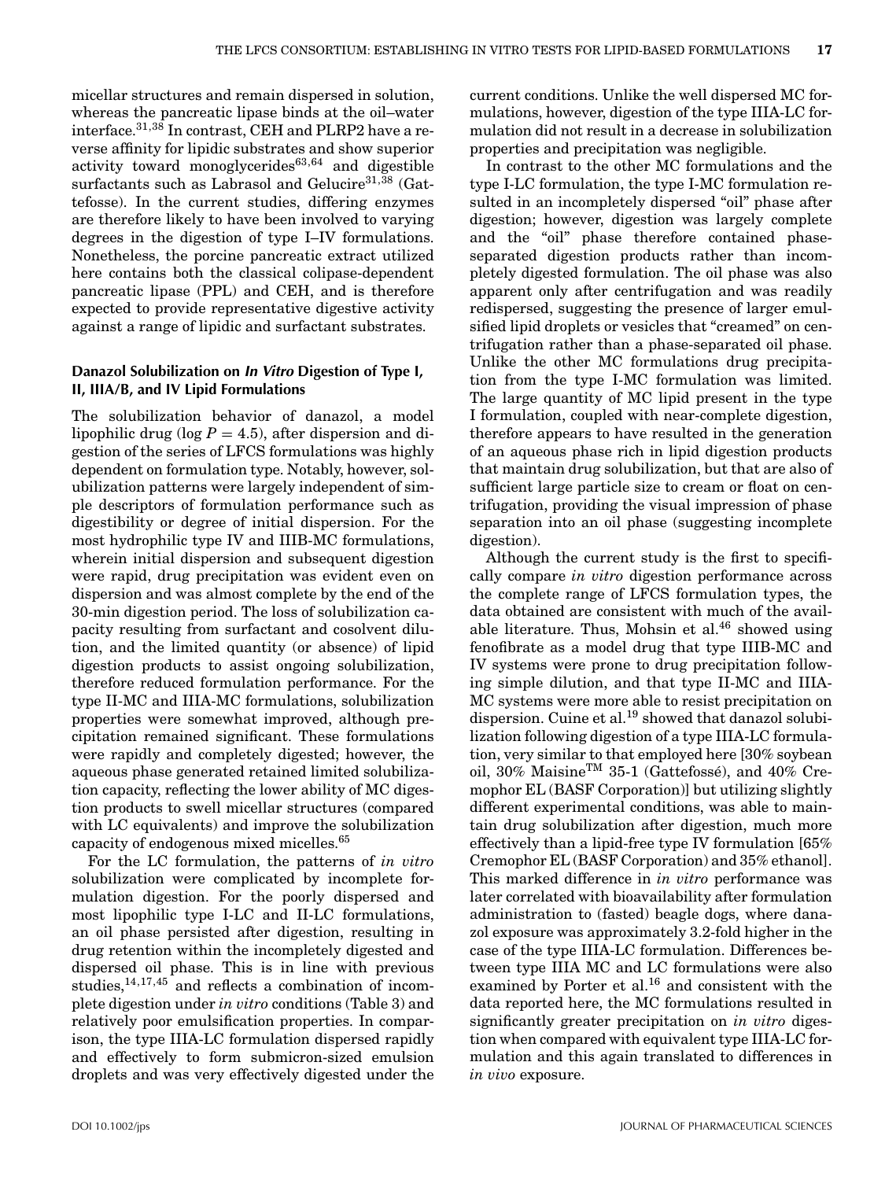micellar structures and remain dispersed in solution, whereas the pancreatic lipase binds at the oil–water interface.[31,38] In contrast, CEH and PLRP2 have a reverse affinity for lipidic substrates and show superior activity toward monoglycerides[63,64] and digestible surfactants such as Labrasol and Gelucire[31,38] (Gattefosse). In the current studies, differing enzymes are therefore likely to have been involved to varying degrees in the digestion of type I–IV formulations. Nonetheless, the porcine pancreatic extract utilized here contains both the classical colipase-dependent pancreatic lipase (PPL) and CEH, and is therefore expected to provide representative digestive activity against a range of lipidic and surfactant substrates.

### Danazol Solubilization on *In Vitro* Digestion of Type I, II, IIIA/B, and IV Lipid Formulations

The solubilization behavior of danazol, a model lipophilic drug ($\log P = 4.5$), after dispersion and digestion of the series of LFCS formulations was highly dependent on formulation type. Notably, however, solubilization patterns were largely independent of simple descriptors of formulation performance such as digestibility or degree of initial dispersion. For the most hydrophilic type IV and IIIB-MC formulations, wherein initial dispersion and subsequent digestion were rapid, drug precipitation was evident even on dispersion and was almost complete by the end of the 30-min digestion period. The loss of solubilization capacity resulting from surfactant and cosolvent dilution, and the limited quantity (or absence) of lipid digestion products to assist ongoing solubilization, therefore reduced formulation performance. For the type II-MC and IIIA-MC formulations, solubilization properties were somewhat improved, although precipitation remained significant. These formulations were rapidly and completely digested; however, the aqueous phase generated retained limited solubilization capacity, reflecting the lower ability of MC digestion products to swell micellar structures (compared with LC equivalents) and improve the solubilization capacity of endogenous mixed micelles.[65]

For the LC formulation, the patterns of *in vitro* solubilization were complicated by incomplete formulation digestion. For the poorly dispersed and most lipophilic type I-LC and II-LC formulations, an oil phase persisted after digestion, resulting in drug retention within the incompletely digested and dispersed oil phase. This is in line with previous studies,[14,17,45] and reflects a combination of incomplete digestion under *in vitro* conditions (Table 3) and relatively poor emulsification properties. In comparison, the type IIIA-LC formulation dispersed rapidly and effectively to form submicron-sized emulsion droplets and was very effectively digested under the current conditions. Unlike the well dispersed MC formulations, however, digestion of the type IIIA-LC formulation did not result in a decrease in solubilization properties and precipitation was negligible.

In contrast to the other MC formulations and the type I-LC formulation, the type I-MC formulation resulted in an incompletely dispersed "oil" phase after digestion; however, digestion was largely complete and the "oil" phase therefore contained phase-separated digestion products rather than incompletely digested formulation. The oil phase was also apparent only after centrifugation and was readily redispersed, suggesting the presence of larger emulsified lipid droplets or vesicles that "creamed" on centrifugation rather than a phase-separated oil phase. Unlike the other MC formulations drug precipitation from the type I-MC formulation was limited. The large quantity of MC lipid present in the type I formulation, coupled with near-complete digestion, therefore appears to have resulted in the generation of an aqueous phase rich in lipid digestion products that maintain drug solubilization, but that are also of sufficient large particle size to cream or float on centrifugation, providing the visual impression of phase separation into an oil phase (suggesting incomplete digestion).

Although the current study is the first to specifically compare *in vitro* digestion performance across the complete range of LFCS formulation types, the data obtained are consistent with much of the available literature. Thus, Mohsin et al.[46] showed using fenofibrate as a model drug that type IIIB-MC and IV systems were prone to drug precipitation following simple dilution, and that type II-MC and IIIA-MC systems were more able to resist precipitation on dispersion. Cuine et al.[19] showed that danazol solubilization following digestion of a type IIIA-LC formulation, very similar to that employed here [30% soybean oil, 30% Maisine™ 35-1 (Gattefossé), and 40% Cremophor EL (BASF Corporation)] but utilizing slightly different experimental conditions, was able to maintain drug solubilization after digestion, much more effectively than a lipid-free type IV formulation [65% Cremophor EL (BASF Corporation) and 35% ethanol]. This marked difference in *in vitro* performance was later correlated with bioavailability after formulation administration to (fasted) beagle dogs, where danazol exposure was approximately 3.2-fold higher in the case of the type IIIA-LC formulation. Differences between type IIIA MC and LC formulations were also examined by Porter et al.[16] and consistent with the data reported here, the MC formulations resulted in significantly greater precipitation on *in vitro* digestion when compared with equivalent type IIIA-LC formulation and this again translated to differences in *in vivo* exposure.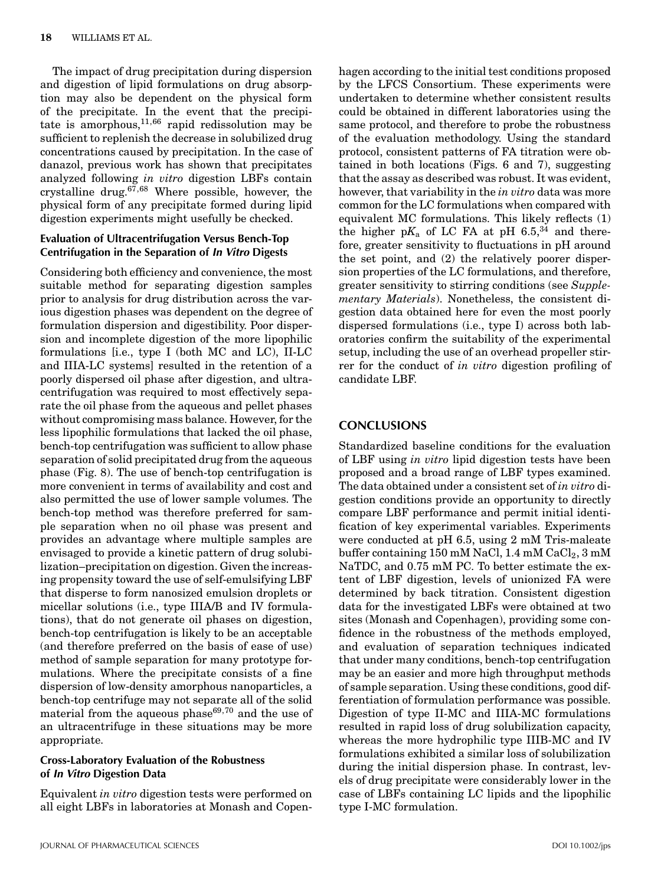The impact of drug precipitation during dispersion and digestion of lipid formulations on drug absorption may also be dependent on the physical form of the precipitate. In the event that the precipitate is amorphous,[11,66] rapid redissolution may be sufficient to replenish the decrease in solubilized drug concentrations caused by precipitation. In the case of danazol, previous work has shown that precipitates analyzed following *in vitro* digestion LBFs contain crystalline drug.[67,68] Where possible, however, the physical form of any precipitate formed during lipid digestion experiments might usefully be checked.

### Evaluation of Ultracentrifugation Versus Bench-Top Centrifugation in the Separation of *In Vitro* Digests

Considering both efficiency and convenience, the most suitable method for separating digestion samples prior to analysis for drug distribution across the various digestion phases was dependent on the degree of formulation dispersion and digestibility. Poor dispersion and incomplete digestion of the more lipophilic formulations [i.e., type I (both MC and LC), II-LC and IIIA-LC systems] resulted in the retention of a poorly dispersed oil phase after digestion, and ultracentrifugation was required to most effectively separate the oil phase from the aqueous and pellet phases without compromising mass balance. However, for the less lipophilic formulations that lacked the oil phase, bench-top centrifugation was sufficient to allow phase separation of solid precipitated drug from the aqueous phase (Fig. 8). The use of bench-top centrifugation is more convenient in terms of availability and cost and also permitted the use of lower sample volumes. The bench-top method was therefore preferred for sample separation when no oil phase was present and provides an advantage where multiple samples are envisaged to provide a kinetic pattern of drug solubilization–precipitation on digestion. Given the increasing propensity toward the use of self-emulsifying LBF that disperse to form nanosized emulsion droplets or micellar solutions (i.e., type IIIA/B and IV formulations), that do not generate oil phases on digestion, bench-top centrifugation is likely to be an acceptable (and therefore preferred on the basis of ease of use) method of sample separation for many prototype formulations. Where the precipitate consists of a fine dispersion of low-density amorphous nanoparticles, a bench-top centrifuge may not separate all of the solid material from the aqueous phase[69,70] and the use of an ultracentrifuge in these situations may be more appropriate.

### Cross-Laboratory Evaluation of the Robustness of *In Vitro* Digestion Data

Equivalent *in vitro* digestion tests were performed on all eight LBFs in laboratories at Monash and Copenhagen according to the initial test conditions proposed by the LFCS Consortium. These experiments were undertaken to determine whether consistent results could be obtained in different laboratories using the same protocol, and therefore to probe the robustness of the evaluation methodology. Using the standard protocol, consistent patterns of FA titration were obtained in both locations (Figs. 6 and 7), suggesting that the assay as described was robust. It was evident, however, that variability in the *in vitro* data was more common for the LC formulations when compared with equivalent MC formulations. This likely reflects (1) the higher $pK_a$ of LC FA at pH 6.5,[34] and therefore, greater sensitivity to fluctuations in pH around the set point, and (2) the relatively poorer dispersion properties of the LC formulations, and therefore, greater sensitivity to stirring conditions (see *Supplementary Materials*). Nonetheless, the consistent digestion data obtained here for even the most poorly dispersed formulations (i.e., type I) across both laboratories confirm the suitability of the experimental setup, including the use of an overhead propeller stirrer for the conduct of *in vitro* digestion profiling of candidate LBF.

## CONCLUSIONS

Standardized baseline conditions for the evaluation of LBF using *in vitro* lipid digestion tests have been proposed and a broad range of LBF types examined. The data obtained under a consistent set of *in vitro* digestion conditions provide an opportunity to directly compare LBF performance and permit initial identification of key experimental variables. Experiments were conducted at pH 6.5, using 2 mM Tris-maleate buffer containing 150 mM NaCl, 1.4 mM $CaCl_2$, 3 mM NaTDC, and 0.75 mM PC. To better estimate the extent of LBF digestion, levels of unionized FA were determined by back titration. Consistent digestion data for the investigated LBFs were obtained at two sites (Monash and Copenhagen), providing some confidence in the robustness of the methods employed, and evaluation of separation techniques indicated that under many conditions, bench-top centrifugation may be an easier and more high throughput methods of sample separation. Using these conditions, good differentiation of formulation performance was possible. Digestion of type II-MC and IIIA-MC formulations resulted in rapid loss of drug solubilization capacity, whereas the more hydrophilic type IIIB-MC and IV formulations exhibited a similar loss of solubilization during the initial dispersion phase. In contrast, levels of drug precipitate were considerably lower in the case of LBFs containing LC lipids and the lipophilic type I-MC formulation.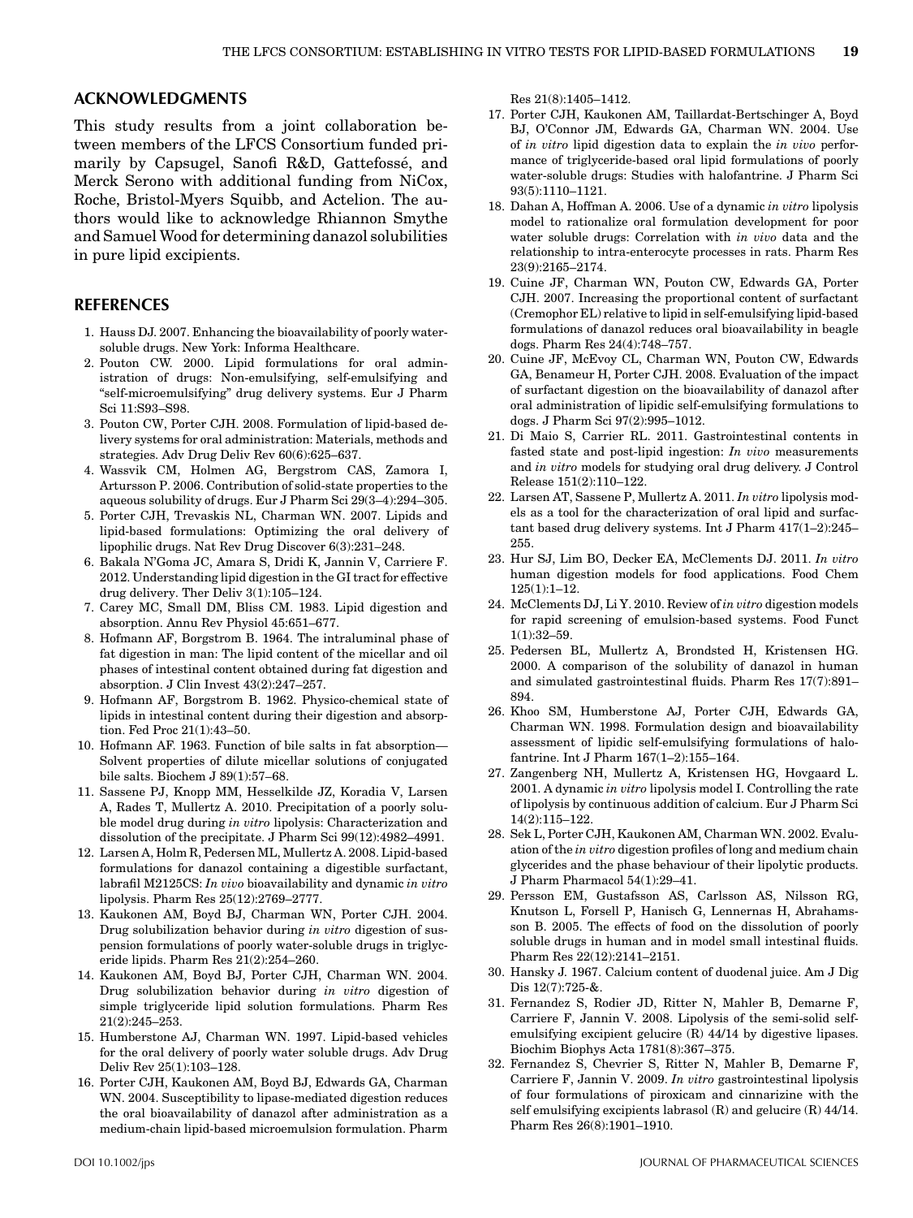## ACKNOWLEDGMENTS

This study results from a joint collaboration between members of the LFCS Consortium funded primarily by Capsugel, Sanofi R&D, Gattefossé, and Merck Serono with additional funding from NiCox, Roche, Bristol-Myers Squibb, and Actelion. The authors would like to acknowledge Rhiannon Smythe and Samuel Wood for determining danazol solubilities in pure lipid excipients.

## REFERENCES

1. Hauss DJ. 2007. Enhancing the bioavailability of poorly water-soluble drugs. New York: Informa Healthcare.
2. Pouton CW. 2000. Lipid formulations for oral administration of drugs: Non-emulsifying, self-emulsifying and "self-microemulsifying" drug delivery systems. Eur J Pharm Sci 11:S93–S98.
3. Pouton CW, Porter CJH. 2008. Formulation of lipid-based delivery systems for oral administration: Materials, methods and strategies. Adv Drug Deliv Rev 60(6):625–637.
4. Wassvik CM, Holmen AG, Bergstrom CAS, Zamora I, Artursson P. 2006. Contribution of solid-state properties to the aqueous solubility of drugs. Eur J Pharm Sci 29(3–4):294–305.
5. Porter CJH, Trevaskis NL, Charman WN. 2007. Lipids and lipid-based formulations: Optimizing the oral delivery of lipophilic drugs. Nat Rev Drug Discover 6(3):231–248.
6. Bakala N'Goma JC, Amara S, Dridi K, Jannin V, Carriere F. 2012. Understanding lipid digestion in the GI tract for effective drug delivery. Ther Deliv 3(1):105–124.
7. Carey MC, Small DM, Bliss CM. 1983. Lipid digestion and absorption. Annu Rev Physiol 45:651–677.
8. Hofmann AF, Borgstrom B. 1964. The intraluminal phase of fat digestion in man: The lipid content of the micellar and oil phases of intestinal content obtained during fat digestion and absorption. J Clin Invest 43(2):247–257.
9. Hofmann AF, Borgstrom B. 1962. Physico-chemical state of lipids in intestinal content during their digestion and absorption. Fed Proc 21(1):43–50.
10. Hofmann AF. 1963. Function of bile salts in fat absorption—Solvent properties of dilute micellar solutions of conjugated bile salts. Biochem J 89(1):57–68.
11. Sassene PJ, Knopp MM, Hesselkilde JZ, Koradia V, Larsen A, Rades T, Mullertz A. 2010. Precipitation of a poorly soluble model drug during *in vitro* lipolysis: Characterization and dissolution of the precipitate. J Pharm Sci 99(12):4982–4991.
12. Larsen A, Holm R, Pedersen ML, Mullertz A. 2008. Lipid-based formulations for danazol containing a digestible surfactant, labrafil M2125CS: *In vivo* bioavailability and dynamic *in vitro* lipolysis. Pharm Res 25(12):2769–2777.
13. Kaukonen AM, Boyd BJ, Charman WN, Porter CJH. 2004. Drug solubilization behavior during *in vitro* digestion of suspension formulations of poorly water-soluble drugs in triglyceride lipids. Pharm Res 21(2):254–260.
14. Kaukonen AM, Boyd BJ, Porter CJH, Charman WN. 2004. Drug solubilization behavior during *in vitro* digestion of simple triglyceride lipid solution formulations. Pharm Res 21(2):245–253.
15. Humberstone AJ, Charman WN. 1997. Lipid-based vehicles for the oral delivery of poorly water soluble drugs. Adv Drug Deliv Rev 25(1):103–128.
16. Porter CJH, Kaukonen AM, Boyd BJ, Edwards GA, Charman WN. 2004. Susceptibility to lipase-mediated digestion reduces the oral bioavailability of danazol after administration as a medium-chain lipid-based microemulsion formulation. Pharm Res 21(8):1405–1412.
17. Porter CJH, Kaukonen AM, Taillardat-Bertschinger A, Boyd BJ, O'Connor JM, Edwards GA, Charman WN. 2004. Use of *in vitro* lipid digestion data to explain the *in vivo* performance of triglyceride-based oral lipid formulations of poorly water-soluble drugs: Studies with halofantrine. J Pharm Sci 93(5):1110–1121.
18. Dahan A, Hoffman A. 2006. Use of a dynamic *in vitro* lipolysis model to rationalize oral formulation development for poor water soluble drugs: Correlation with *in vivo* data and the relationship to intra-enterocyte processes in rats. Pharm Res 23(9):2165–2174.
19. Cuine JF, Charman WN, Pouton CW, Edwards GA, Porter CJH. 2007. Increasing the proportional content of surfactant (Cremophor EL) relative to lipid in self-emulsifying lipid-based formulations of danazol reduces oral bioavailability in beagle dogs. Pharm Res 24(4):748–757.
20. Cuine JF, McEvoy CL, Charman WN, Pouton CW, Edwards GA, Benameur H, Porter CJH. 2008. Evaluation of the impact of surfactant digestion on the bioavailability of danazol after oral administration of lipidic self-emulsifying formulations to dogs. J Pharm Sci 97(2):995–1012.
21. Di Maio S, Carrier RL. 2011. Gastrointestinal contents in fasted state and post-lipid ingestion: *In vivo* measurements and *in vitro* models for studying oral drug delivery. J Control Release 151(2):110–122.
22. Larsen AT, Sassene P, Mullertz A. 2011. *In vitro* lipolysis models as a tool for the characterization of oral lipid and surfactant based drug delivery systems. Int J Pharm 417(1–2):245–255.
23. Hur SJ, Lim BO, Decker EA, McClements DJ. 2011. *In vitro* human digestion models for food applications. Food Chem 125(1):1–12.
24. McClements DJ, Li Y. 2010. Review of *in vitro* digestion models for rapid screening of emulsion-based systems. Food Funct 1(1):32–59.
25. Pedersen BL, Mullertz A, Brondsted H, Kristensen HG. 2000. A comparison of the solubility of danazol in human and simulated gastrointestinal fluids. Pharm Res 17(7):891–894.
26. Khoo SM, Humberstone AJ, Porter CJH, Edwards GA, Charman WN. 1998. Formulation design and bioavailability assessment of lipidic self-emulsifying formulations of halofantrine. Int J Pharm 167(1–2):155–164.
27. Zangenberg NH, Mullertz A, Kristensen HG, Hovgaard L. 2001. A dynamic *in vitro* lipolysis model I. Controlling the rate of lipolysis by continuous addition of calcium. Eur J Pharm Sci 14(2):115–122.
28. Sek L, Porter CJH, Kaukonen AM, Charman WN. 2002. Evaluation of the *in vitro* digestion profiles of long and medium chain glycerides and the phase behaviour of their lipolytic products. J Pharm Pharmacol 54(1):29–41.
29. Persson EM, Gustafsson AS, Carlsson AS, Nilsson RG, Knutson L, Forsell P, Hanisch G, Lennernas H, Abrahamsson B. 2005. The effects of food on the dissolution of poorly soluble drugs in human and in model small intestinal fluids. Pharm Res 22(12):2141–2151.
30. Hansky J. 1967. Calcium content of duodenal juice. Am J Dig Dis 12(7):725-&.
31. Fernandez S, Rodier JD, Ritter N, Mahler B, Demarne F, Carriere F, Jannin V. 2008. Lipolysis of the semi-solid self-emulsifying excipient gelucire (R) 44/14 by digestive lipases. Biochim Biophys Acta 1781(8):367–375.
32. Fernandez S, Chevrier S, Ritter N, Mahler B, Demarne F, Carriere F, Jannin V. 2009. *In vitro* gastrointestinal lipolysis of four formulations of piroxicam and cinnarizine with the self emulsifying excipients labrasol (R) and gelucire (R) 44/14. Pharm Res 26(8):1901–1910.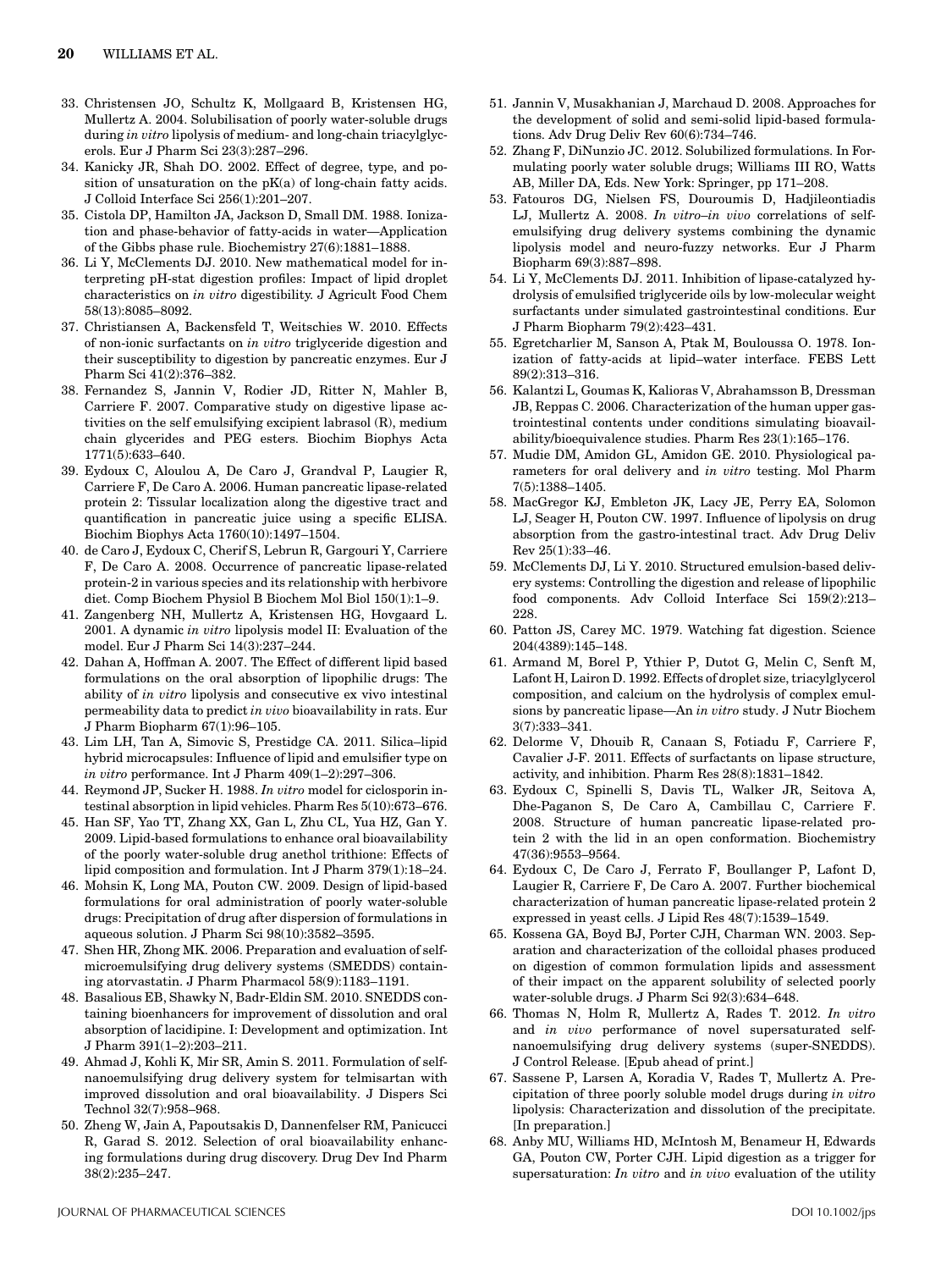33. Christensen JO, Schultz K, Mollgaard B, Kristensen HG, Mullertz A. 2004. Solubilisation of poorly water-soluble drugs during *in vitro* lipolysis of medium- and long-chain triacylglycerols. Eur J Pharm Sci 23(3):287–296.
34. Kanicky JR, Shah DO. 2002. Effect of degree, type, and position of unsaturation on the pK(a) of long-chain fatty acids. J Colloid Interface Sci 256(1):201–207.
35. Cistola DP, Hamilton JA, Jackson D, Small DM. 1988. Ionization and phase-behavior of fatty-acids in water—Application of the Gibbs phase rule. Biochemistry 27(6):1881–1888.
36. Li Y, McClements DJ. 2010. New mathematical model for interpreting pH-stat digestion profiles: Impact of lipid droplet characteristics on *in vitro* digestibility. J Agricult Food Chem 58(13):8085–8092.
37. Christiansen A, Backensfeld T, Weitschies W. 2010. Effects of non-ionic surfactants on *in vitro* triglyceride digestion and their susceptibility to digestion by pancreatic enzymes. Eur J Pharm Sci 41(2):376–382.
38. Fernandez S, Jannin V, Rodier JD, Ritter N, Mahler B, Carriere F. 2007. Comparative study on digestive lipase activities on the self emulsifying excipient labrasol (R), medium chain glycerides and PEG esters. Biochim Biophys Acta 1771(5):633–640.
39. Eydoux C, Aloulou A, De Caro J, Grandval P, Laugier R, Carriere F, De Caro A. 2006. Human pancreatic lipase-related protein 2: Tissular localization along the digestive tract and quantification in pancreatic juice using a specific ELISA. Biochim Biophys Acta 1760(10):1497–1504.
40. de Caro J, Eydoux C, Cherif S, Lebrun R, Gargouri Y, Carriere F, De Caro A. 2008. Occurrence of pancreatic lipase-related protein-2 in various species and its relationship with herbivore diet. Comp Biochem Physiol B Biochem Mol Biol 150(1):1–9.
41. Zangenberg NH, Mullertz A, Kristensen HG, Hovgaard L. 2001. A dynamic *in vitro* lipolysis model II: Evaluation of the model. Eur J Pharm Sci 14(3):237–244.
42. Dahan A, Hoffman A. 2007. The Effect of different lipid based formulations on the oral absorption of lipophilic drugs: The ability of *in vitro* lipolysis and consecutive ex vivo intestinal permeability data to predict *in vivo* bioavailability in rats. Eur J Pharm Biopharm 67(1):96–105.
43. Lim LH, Tan A, Simovic S, Prestidge CA. 2011. Silica–lipid hybrid microcapsules: Influence of lipid and emulsifier type on *in vitro* performance. Int J Pharm 409(1–2):297–306.
44. Reymond JP, Sucker H. 1988. *In vitro* model for ciclosporin intestinal absorption in lipid vehicles. Pharm Res 5(10):673–676.
45. Han SF, Yao TT, Zhang XX, Gan L, Zhu CL, Yua HZ, Gan Y. 2009. Lipid-based formulations to enhance oral bioavailability of the poorly water-soluble drug anethol trithione: Effects of lipid composition and formulation. Int J Pharm 379(1):18–24.
46. Mohsin K, Long MA, Pouton CW. 2009. Design of lipid-based formulations for oral administration of poorly water-soluble drugs: Precipitation of drug after dispersion of formulations in aqueous solution. J Pharm Sci 98(10):3582–3595.
47. Shen HR, Zhong MK. 2006. Preparation and evaluation of self-microemulsifying drug delivery systems (SMEDDS) containing atorvastatin. J Pharm Pharmacol 58(9):1183–1191.
48. Basalious EB, Shawky N, Badr-Eldin SM. 2010. SNEDDS containing bioenhancers for improvement of dissolution and oral absorption of lacidipine. I: Development and optimization. Int J Pharm 391(1–2):203–211.
49. Ahmad J, Kohli K, Mir SR, Amin S. 2011. Formulation of self-nanoemulsifying drug delivery system for telmisartan with improved dissolution and oral bioavailability. J Dispers Sci Technol 32(7):958–968.
50. Zheng W, Jain A, Papoutsakis D, Dannenfelser RM, Panicucci R, Garad S. 2012. Selection of oral bioavailability enhancing formulations during drug discovery. Drug Dev Ind Pharm 38(2):235–247.
51. Jannin V, Musakhanian J, Marchaud D. 2008. Approaches for the development of solid and semi-solid lipid-based formulations. Adv Drug Deliv Rev 60(6):734–746.
52. Zhang F, DiNunzio JC. 2012. Solubilized formulations. In Formulating poorly water soluble drugs; Williams III RO, Watts AB, Miller DA, Eds. New York: Springer, pp 171–208.
53. Fatouros DG, Nielsen FS, Douroumis D, Hadjileontiadis LJ, Mullertz A. 2008. *In vitro–in vivo* correlations of self-emulsifying drug delivery systems combining the dynamic lipolysis model and neuro-fuzzy networks. Eur J Pharm Biopharm 69(3):887–898.
54. Li Y, McClements DJ. 2011. Inhibition of lipase-catalyzed hydrolysis of emulsified triglyceride oils by low-molecular weight surfactants under simulated gastrointestinal conditions. Eur J Pharm Biopharm 79(2):423–431.
55. Egretcharlier M, Sanson A, Ptak M, Bouloussa O. 1978. Ionization of fatty-acids at lipid–water interface. FEBS Lett 89(2):313–316.
56. Kalantzi L, Goumas K, Kalioras V, Abrahamsson B, Dressman JB, Reppas C. 2006. Characterization of the human upper gastrointestinal contents under conditions simulating bioavailability/bioequivalence studies. Pharm Res 23(1):165–176.
57. Mudie DM, Amidon GL, Amidon GE. 2010. Physiological parameters for oral delivery and *in vitro* testing. Mol Pharm 7(5):1388–1405.
58. MacGregor KJ, Embleton JK, Lacy JE, Perry EA, Solomon LJ, Seager H, Pouton CW. 1997. Influence of lipolysis on drug absorption from the gastro-intestinal tract. Adv Drug Deliv Rev 25(1):33–46.
59. McClements DJ, Li Y. 2010. Structured emulsion-based delivery systems: Controlling the digestion and release of lipophilic food components. Adv Colloid Interface Sci 159(2):213–228.
60. Patton JS, Carey MC. 1979. Watching fat digestion. Science 204(4389):145–148.
61. Armand M, Borel P, Ythier P, Dutot G, Melin C, Senft M, Lafont H, Lairon D. 1992. Effects of droplet size, triacylglycerol composition, and calcium on the hydrolysis of complex emulsions by pancreatic lipase—An *in vitro* study. J Nutr Biochem 3(7):333–341.
62. Delorme V, Dhouib R, Canaan S, Fotiadu F, Carriere F, Cavalier J-F. 2011. Effects of surfactants on lipase structure, activity, and inhibition. Pharm Res 28(8):1831–1842.
63. Eydoux C, Spinelli S, Davis TL, Walker JR, Seitova A, Dhe-Paganon S, De Caro A, Cambillau C, Carriere F. 2008. Structure of human pancreatic lipase-related protein 2 with the lid in an open conformation. Biochemistry 47(36):9553–9564.
64. Eydoux C, De Caro J, Ferrato F, Boullanger P, Lafont D, Laugier R, Carriere F, De Caro A. 2007. Further biochemical characterization of human pancreatic lipase-related protein 2 expressed in yeast cells. J Lipid Res 48(7):1539–1549.
65. Kossena GA, Boyd BJ, Porter CJH, Charman WN. 2003. Separation and characterization of the colloidal phases produced on digestion of common formulation lipids and assessment of their impact on the apparent solubility of selected poorly water-soluble drugs. J Pharm Sci 92(3):634–648.
66. Thomas N, Holm R, Mullertz A, Rades T. 2012. *In vitro* and *in vivo* performance of novel supersaturated self-nanoemulsifying drug delivery systems (super-SNEDDS). J Control Release. [Epub ahead of print.]
67. Sassene P, Larsen A, Koradia V, Rades T, Mullertz A. Precipitation of three poorly soluble model drugs during *in vitro* lipolysis: Characterization and dissolution of the precipitate. [In preparation.]
68. Anby MU, Williams HD, McIntosh M, Benameur H, Edwards GA, Pouton CW, Porter CJH. Lipid digestion as a trigger for supersaturation: *In vitro* and *in vivo* evaluation of the utility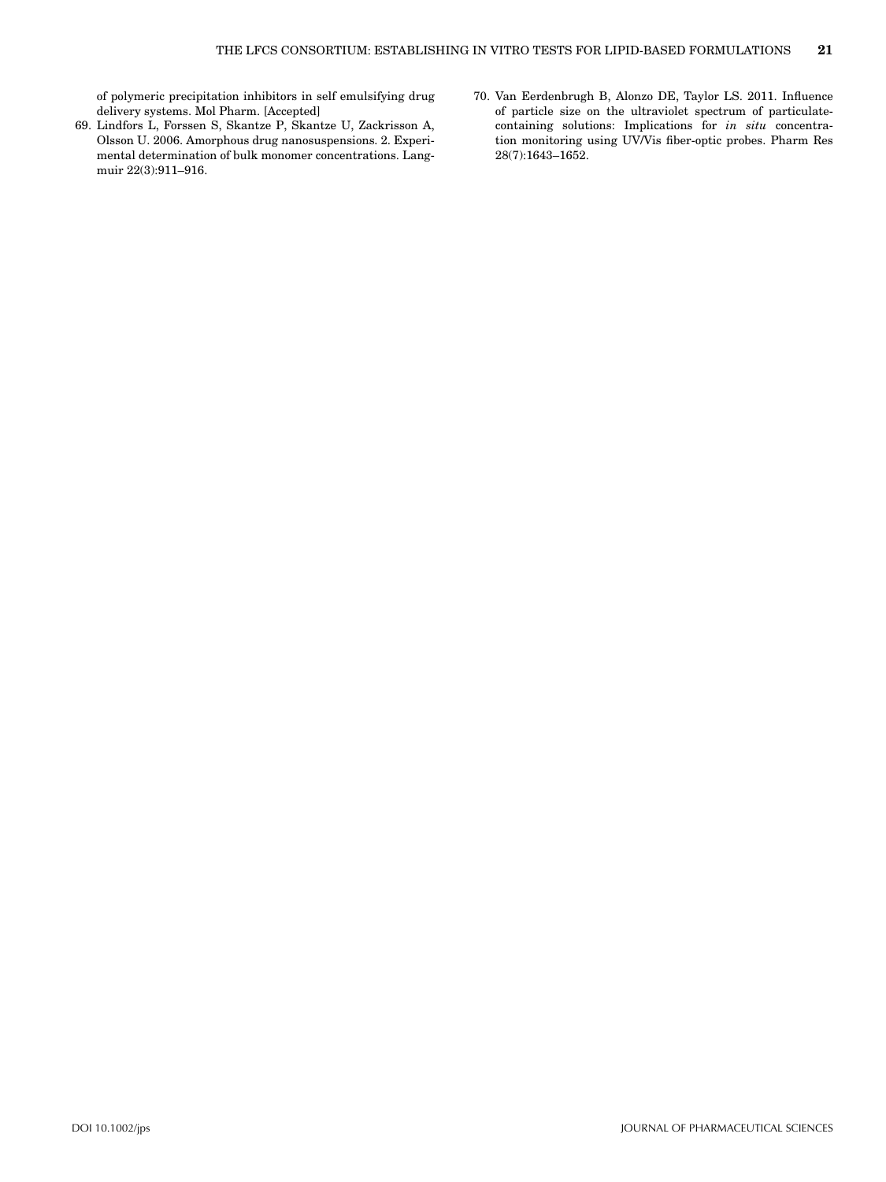of polymeric precipitation inhibitors in self emulsifying drug delivery systems. Mol Pharm. [Accepted]

69. Lindfors L, Forssen S, Skantze P, Skantze U, Zackrisson A, Olsson U. 2006. Amorphous drug nanosuspensions. 2. Experimental determination of bulk monomer concentrations. Langmuir 22(3):911–916.

70. Van Eerdenbrugh B, Alonzo DE, Taylor LS. 2011. Influence of particle size on the ultraviolet spectrum of particulate-containing solutions: Implications for *in situ* concentration monitoring using UV/Vis fiber-optic probes. Pharm Res 28(7):1643–1652.